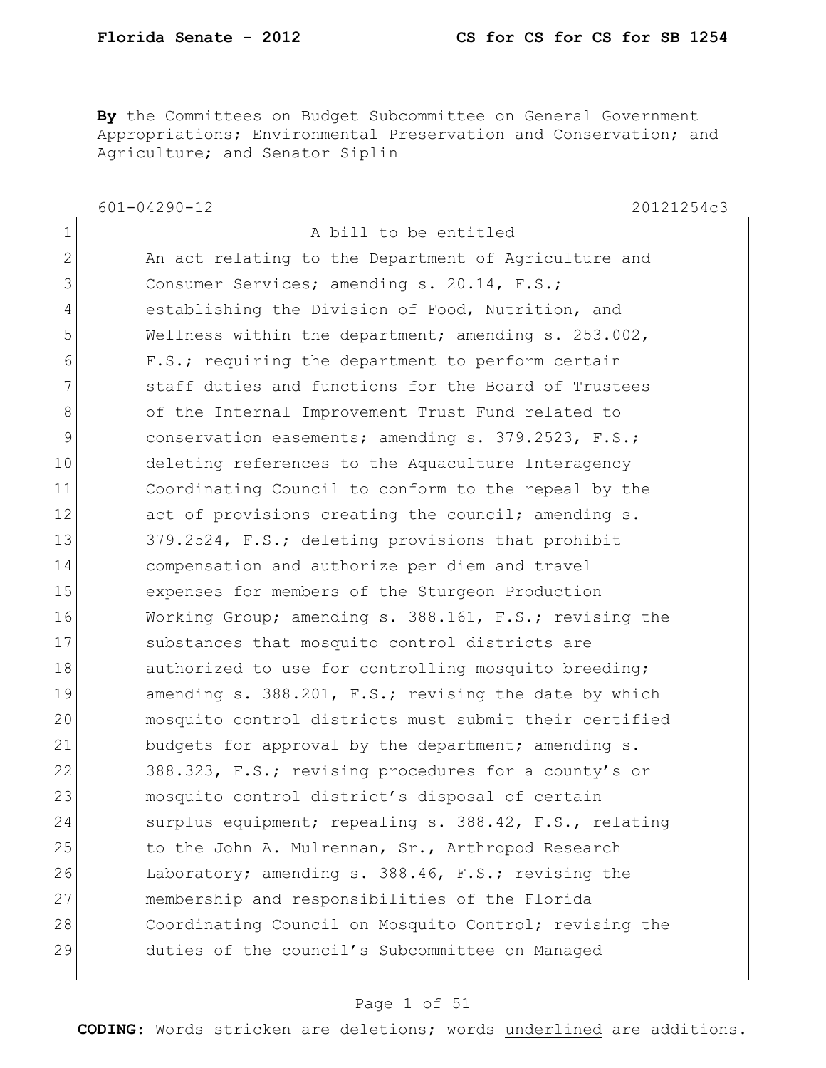**By** the Committees on Budget Subcommittee on General Government Appropriations; Environmental Preservation and Conservation; and Agriculture; and Senator Siplin

601-04290-12 20121254c3

1 A bill to be entitled
2 An act relating to the Department of Agriculture and
3 Consumer Services; amending s. 20.14, F.S.;
4 establishing the Division of Food, Nutrition, and
5 Wellness within the department; amending s. 253.002,
6 F.S.; requiring the department to perform certain
7 staff duties and functions for the Board of Trustees
8 of the Internal Improvement Trust Fund related to
9 conservation easements; amending s. 379.2523, F.S.;
10 deleting references to the Aquaculture Interagency
11 Coordinating Council to conform to the repeal by the
12 act of provisions creating the council; amending s.
13 379.2524, F.S.; deleting provisions that prohibit
14 compensation and authorize per diem and travel
15 expenses for members of the Sturgeon Production
16 Working Group; amending s. 388.161, F.S.; revising the
17 substances that mosquito control districts are
18 authorized to use for controlling mosquito breeding;
19 amending s. 388.201, F.S.; revising the date by which
20 mosquito control districts must submit their certified
21 budgets for approval by the department; amending s.
22 388.323, F.S.; revising procedures for a county's or
23 mosquito control district's disposal of certain
24 surplus equipment; repealing s. 388.42, F.S., relating
25 to the John A. Mulrennan, Sr., Arthropod Research
26 Laboratory; amending s. 388.46, F.S.; revising the
27 membership and responsibilities of the Florida
28 Coordinating Council on Mosquito Control; revising the
29 duties of the council's Subcommittee on Managed

**CODING:** Words ~~stricken~~ are deletions; words underlined are additions.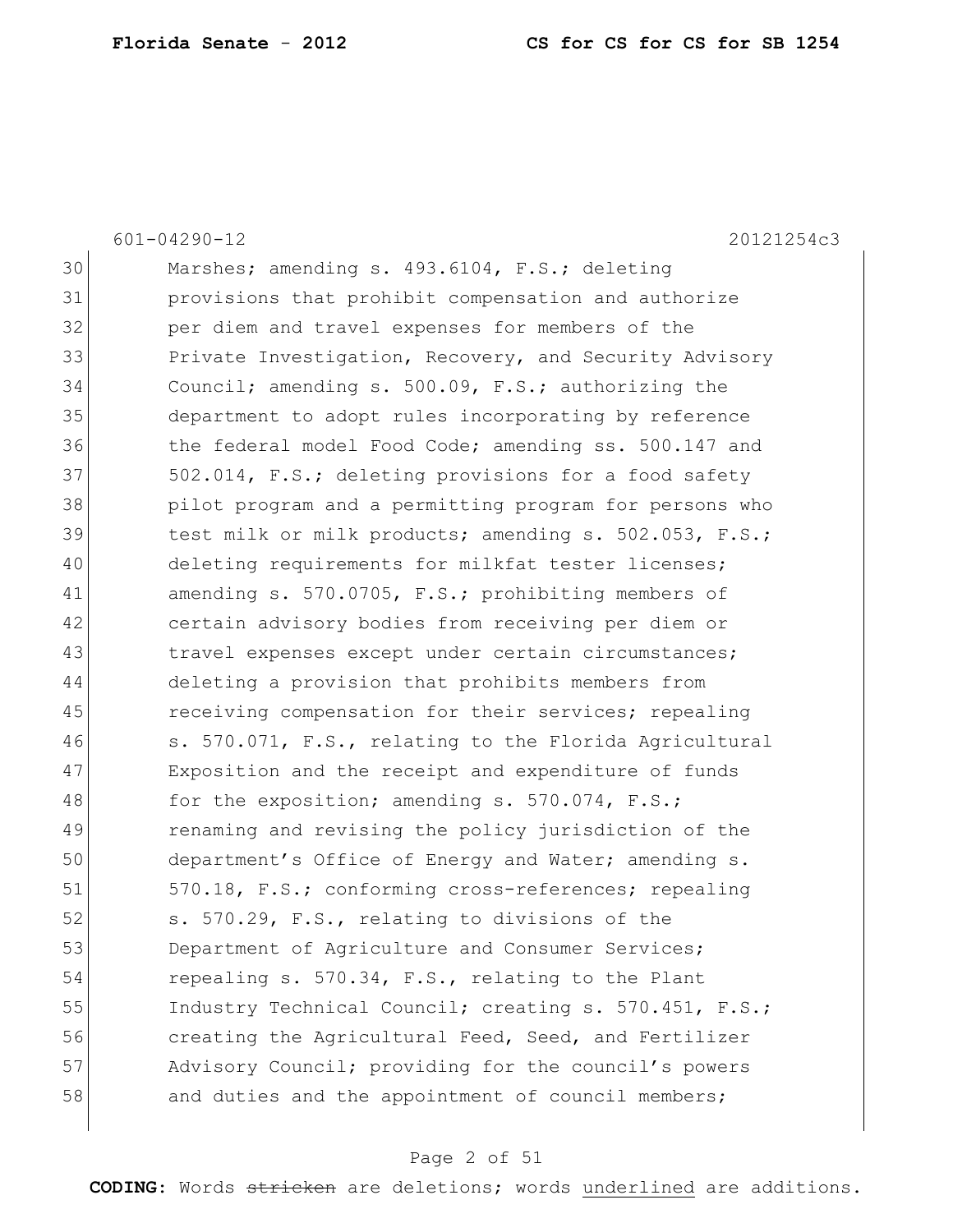30 Marshes; amending s. 493.6104, F.S.; deleting
31 provisions that prohibit compensation and authorize
32 per diem and travel expenses for members of the
33 Private Investigation, Recovery, and Security Advisory
34 Council; amending s. 500.09, F.S.; authorizing the
35 department to adopt rules incorporating by reference
36 the federal model Food Code; amending ss. 500.147 and
37 502.014, F.S.; deleting provisions for a food safety
38 pilot program and a permitting program for persons who
39 test milk or milk products; amending s. 502.053, F.S.;
40 deleting requirements for milkfat tester licenses;
41 amending s. 570.0705, F.S.; prohibiting members of
42 certain advisory bodies from receiving per diem or
43 travel expenses except under certain circumstances;
44 deleting a provision that prohibits members from
45 receiving compensation for their services; repealing
46 s. 570.071, F.S., relating to the Florida Agricultural
47 Exposition and the receipt and expenditure of funds
48 for the exposition; amending s. 570.074, F.S.;
49 renaming and revising the policy jurisdiction of the
50 department's Office of Energy and Water; amending s.
51 570.18, F.S.; conforming cross-references; repealing
52 s. 570.29, F.S., relating to divisions of the
53 Department of Agriculture and Consumer Services;
54 repealing s. 570.34, F.S., relating to the Plant
55 Industry Technical Council; creating s. 570.451, F.S.;
56 creating the Agricultural Feed, Seed, and Fertilizer
57 Advisory Council; providing for the council's powers
58 and duties and the appointment of council members;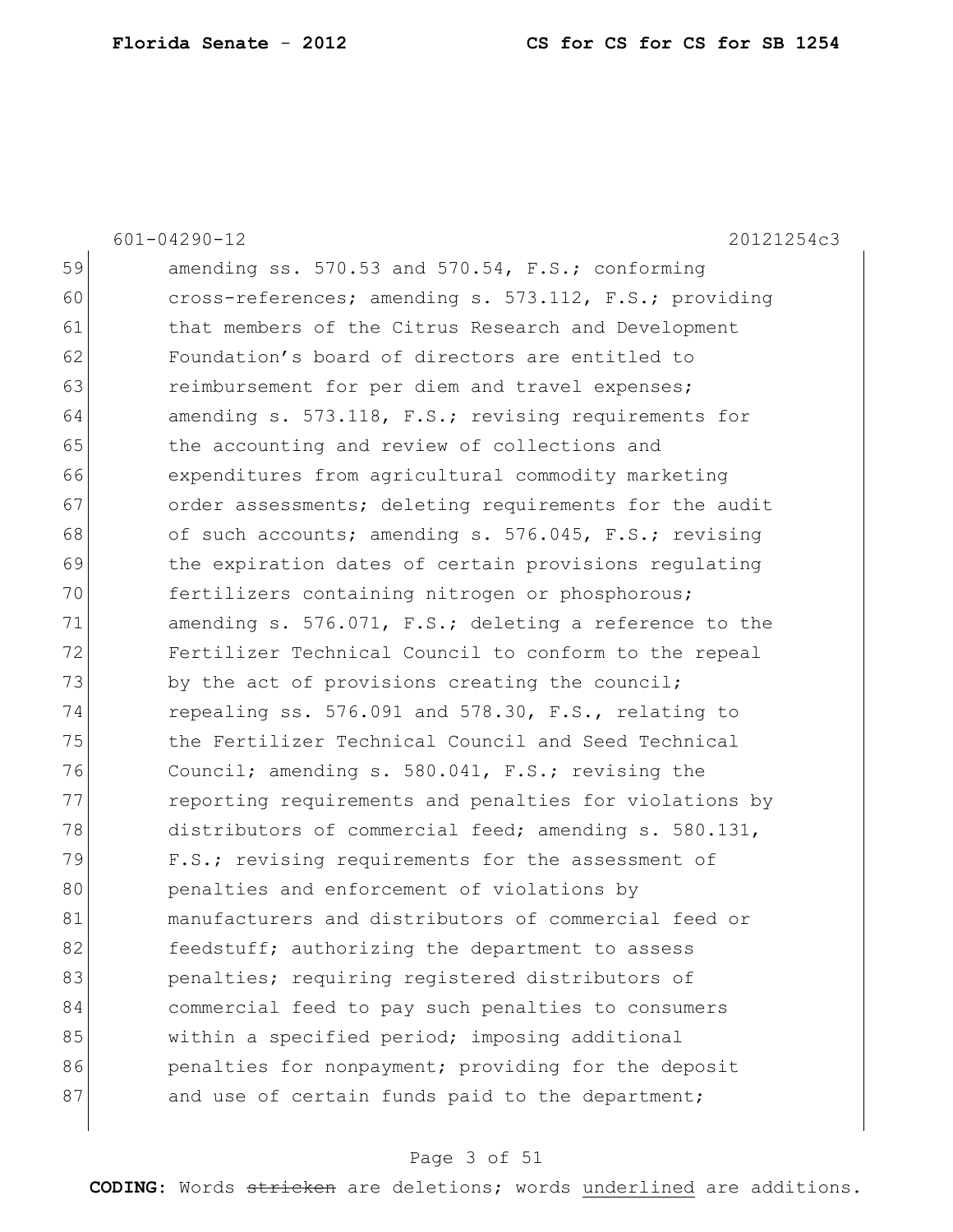601-04290-12 20121254c3

59 amending ss. 570.53 and 570.54, F.S.; conforming
60 cross-references; amending s. 573.112, F.S.; providing
61 that members of the Citrus Research and Development
62 Foundation's board of directors are entitled to
63 reimbursement for per diem and travel expenses;
64 amending s. 573.118, F.S.; revising requirements for
65 the accounting and review of collections and
66 expenditures from agricultural commodity marketing
67 order assessments; deleting requirements for the audit
68 of such accounts; amending s. 576.045, F.S.; revising
69 the expiration dates of certain provisions regulating
70 fertilizers containing nitrogen or phosphorous;
71 amending s. 576.071, F.S.; deleting a reference to the
72 Fertilizer Technical Council to conform to the repeal
73 by the act of provisions creating the council;
74 repealing ss. 576.091 and 578.30, F.S., relating to
75 the Fertilizer Technical Council and Seed Technical
76 Council; amending s. 580.041, F.S.; revising the
77 reporting requirements and penalties for violations by
78 distributors of commercial feed; amending s. 580.131,
79 F.S.; revising requirements for the assessment of
80 penalties and enforcement of violations by
81 manufacturers and distributors of commercial feed or
82 feedstuff; authorizing the department to assess
83 penalties; requiring registered distributors of
84 commercial feed to pay such penalties to consumers
85 within a specified period; imposing additional
86 penalties for nonpayment; providing for the deposit
87 and use of certain funds paid to the department;

**CODING:** Words ~~stricken~~ are deletions; words underlined are additions.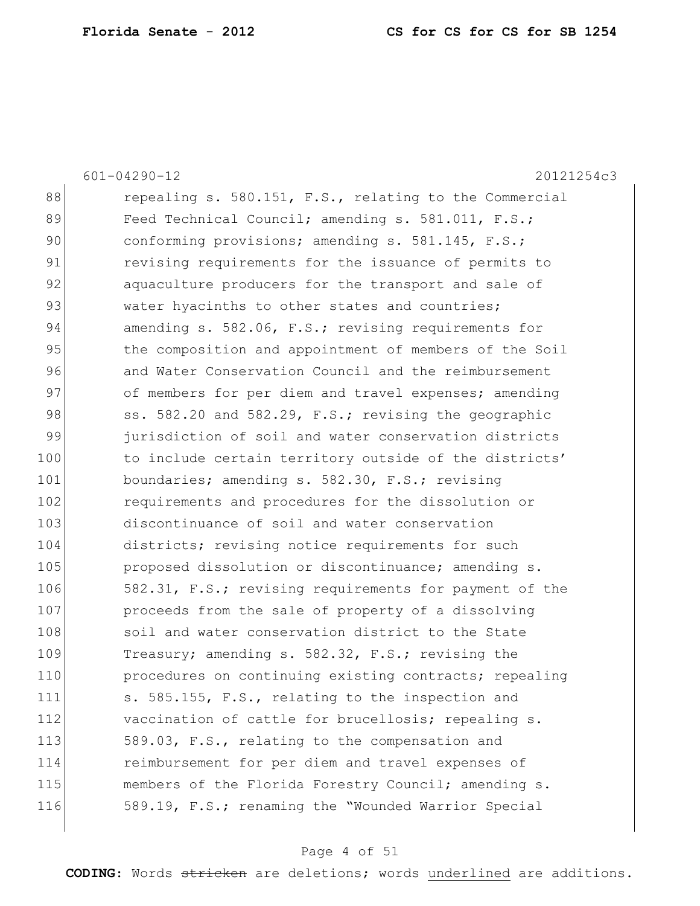88 repealing s. 580.151, F.S., relating to the Commercial
89 Feed Technical Council; amending s. 581.011, F.S.;
90 conforming provisions; amending s. 581.145, F.S.;
91 revising requirements for the issuance of permits to
92 aquaculture producers for the transport and sale of
93 water hyacinths to other states and countries;
94 amending s. 582.06, F.S.; revising requirements for
95 the composition and appointment of members of the Soil
96 and Water Conservation Council and the reimbursement
97 of members for per diem and travel expenses; amending
98 ss. 582.20 and 582.29, F.S.; revising the geographic
99 jurisdiction of soil and water conservation districts
100 to include certain territory outside of the districts'
101 boundaries; amending s. 582.30, F.S.; revising
102 requirements and procedures for the dissolution or
103 discontinuance of soil and water conservation
104 districts; revising notice requirements for such
105 proposed dissolution or discontinuance; amending s.
106 582.31, F.S.; revising requirements for payment of the
107 proceeds from the sale of property of a dissolving
108 soil and water conservation district to the State
109 Treasury; amending s. 582.32, F.S.; revising the
110 procedures on continuing existing contracts; repealing
111 s. 585.155, F.S., relating to the inspection and
112 vaccination of cattle for brucellosis; repealing s.
113 589.03, F.S., relating to the compensation and
114 reimbursement for per diem and travel expenses of
115 members of the Florida Forestry Council; amending s.
116 589.19, F.S.; renaming the "Wounded Warrior Special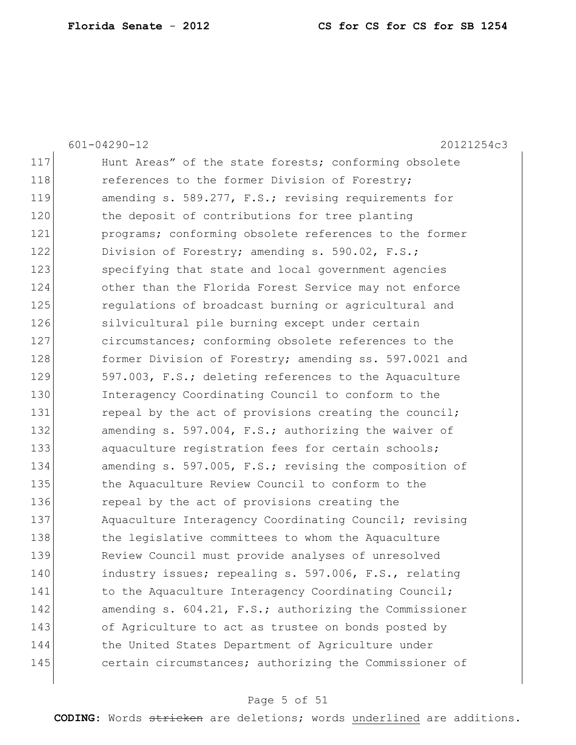Hunt Areas" of the state forests; conforming obsolete references to the former Division of Forestry; amending s. 589.277, F.S.; revising requirements for the deposit of contributions for tree planting programs; conforming obsolete references to the former Division of Forestry; amending s. 590.02, F.S.; specifying that state and local government agencies other than the Florida Forest Service may not enforce regulations of broadcast burning or agricultural and silvicultural pile burning except under certain circumstances; conforming obsolete references to the former Division of Forestry; amending ss. 597.0021 and 597.003, F.S.; deleting references to the Aquaculture Interagency Coordinating Council to conform to the repeal by the act of provisions creating the council; amending s. 597.004, F.S.; authorizing the waiver of aquaculture registration fees for certain schools; amending s. 597.005, F.S.; revising the composition of the Aquaculture Review Council to conform to the repeal by the act of provisions creating the Aquaculture Interagency Coordinating Council; revising the legislative committees to whom the Aquaculture Review Council must provide analyses of unresolved industry issues; repealing s. 597.006, F.S., relating to the Aquaculture Interagency Coordinating Council; amending s. 604.21, F.S.; authorizing the Commissioner of Agriculture to act as trustee on bonds posted by the United States Department of Agriculture under certain circumstances; authorizing the Commissioner of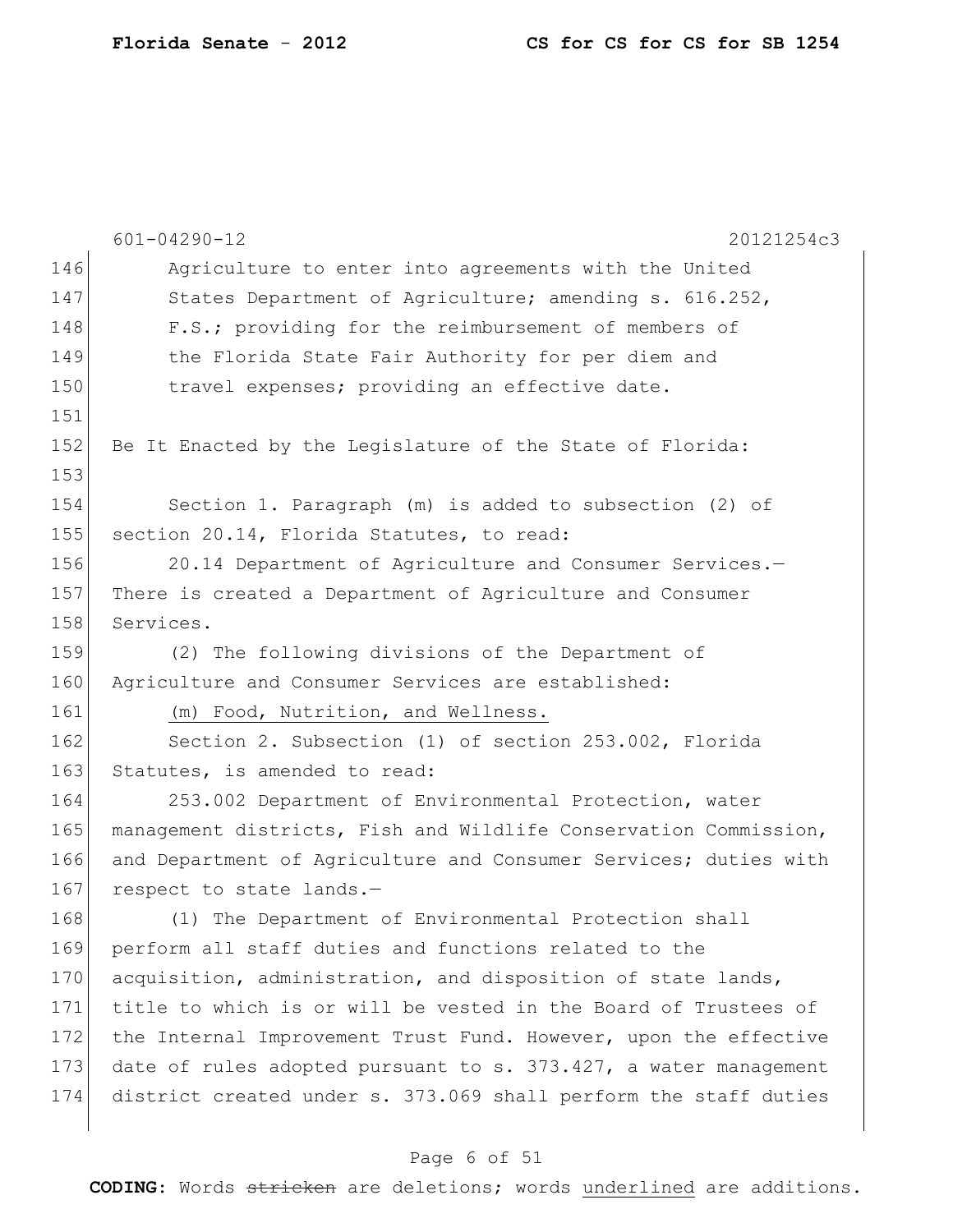Agriculture to enter into agreements with the United States Department of Agriculture; amending s. 616.252, F.S.; providing for the reimbursement of members of the Florida State Fair Authority for per diem and travel expenses; providing an effective date.

Be It Enacted by the Legislature of the State of Florida:

Section 1. Paragraph (m) is added to subsection (2) of section 20.14, Florida Statutes, to read:

20.14 Department of Agriculture and Consumer Services.—There is created a Department of Agriculture and Consumer Services.

(2) The following divisions of the Department of Agriculture and Consumer Services are established:

<u>(m) Food, Nutrition, and Wellness.</u>

Section 2. Subsection (1) of section 253.002, Florida Statutes, is amended to read:

253.002 Department of Environmental Protection, water management districts, Fish and Wildlife Conservation Commission, and Department of Agriculture and Consumer Services; duties with respect to state lands.—

(1) The Department of Environmental Protection shall perform all staff duties and functions related to the acquisition, administration, and disposition of state lands, title to which is or will be vested in the Board of Trustees of the Internal Improvement Trust Fund. However, upon the effective date of rules adopted pursuant to s. 373.427, a water management district created under s. 373.069 shall perform the staff duties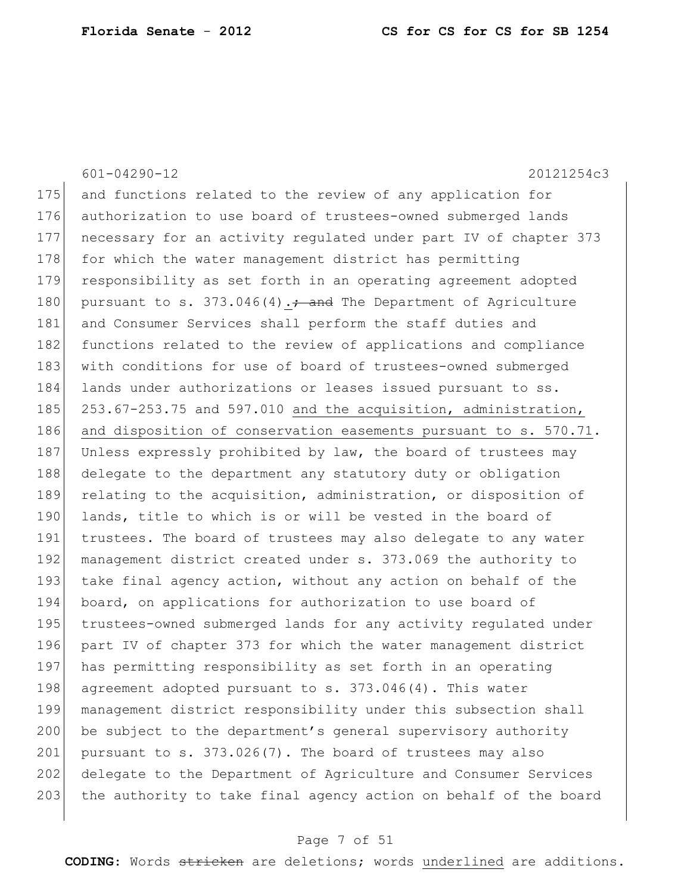601-04290-12 20121254c3

175 and functions related to the review of any application for
176 authorization to use board of trustees-owned submerged lands
177 necessary for an activity regulated under part IV of chapter 373
178 for which the water management district has permitting
179 responsibility as set forth in an operating agreement adopted
180 pursuant to s. 373.046(4)<u>.</u>~~; and~~ The Department of Agriculture
181 and Consumer Services shall perform the staff duties and
182 functions related to the review of applications and compliance
183 with conditions for use of board of trustees-owned submerged
184 lands under authorizations or leases issued pursuant to ss.
185 253.67-253.75 and 597.010 <u>and the acquisition, administration,</u>
186 <u>and disposition of conservation easements pursuant to s. 570.71</u>.
187 Unless expressly prohibited by law, the board of trustees may
188 delegate to the department any statutory duty or obligation
189 relating to the acquisition, administration, or disposition of
190 lands, title to which is or will be vested in the board of
191 trustees. The board of trustees may also delegate to any water
192 management district created under s. 373.069 the authority to
193 take final agency action, without any action on behalf of the
194 board, on applications for authorization to use board of
195 trustees-owned submerged lands for any activity regulated under
196 part IV of chapter 373 for which the water management district
197 has permitting responsibility as set forth in an operating
198 agreement adopted pursuant to s. 373.046(4). This water
199 management district responsibility under this subsection shall
200 be subject to the department's general supervisory authority
201 pursuant to s. 373.026(7). The board of trustees may also
202 delegate to the Department of Agriculture and Consumer Services
203 the authority to take final agency action on behalf of the board

**CODING:** Words ~~stricken~~ are deletions; words <u>underlined</u> are additions.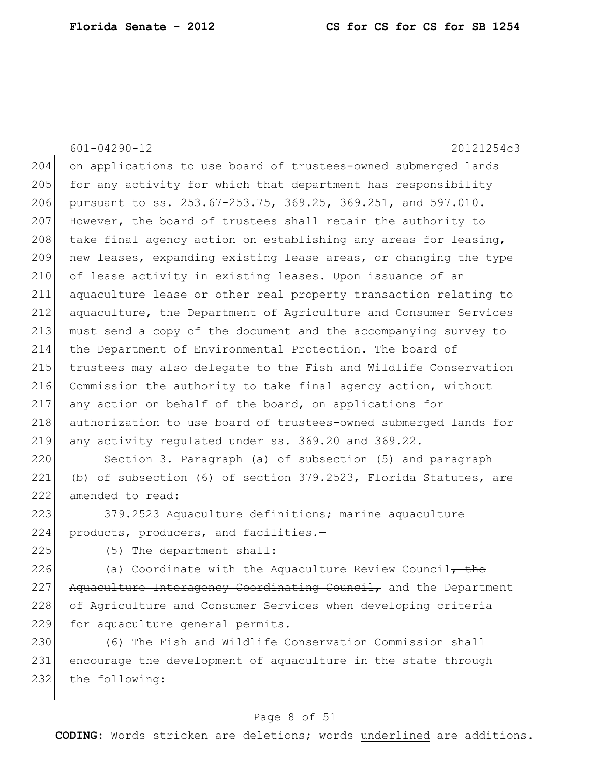on applications to use board of trustees-owned submerged lands for any activity for which that department has responsibility pursuant to ss. 253.67-253.75, 369.25, 369.251, and 597.010. However, the board of trustees shall retain the authority to take final agency action on establishing any areas for leasing, new leases, expanding existing lease areas, or changing the type of lease activity in existing leases. Upon issuance of an aquaculture lease or other real property transaction relating to aquaculture, the Department of Agriculture and Consumer Services must send a copy of the document and the accompanying survey to the Department of Environmental Protection. The board of trustees may also delegate to the Fish and Wildlife Conservation Commission the authority to take final agency action, without any action on behalf of the board, on applications for authorization to use board of trustees-owned submerged lands for any activity regulated under ss. 369.20 and 369.22.

Section 3. Paragraph (a) of subsection (5) and paragraph (b) of subsection (6) of section 379.2523, Florida Statutes, are amended to read:

379.2523 Aquaculture definitions; marine aquaculture products, producers, and facilities.—

(5) The department shall:

(a) Coordinate with the Aquaculture Review Council~~, the Aquaculture Interagency Coordinating Council,~~ and the Department of Agriculture and Consumer Services when developing criteria for aquaculture general permits.

(6) The Fish and Wildlife Conservation Commission shall encourage the development of aquaculture in the state through the following: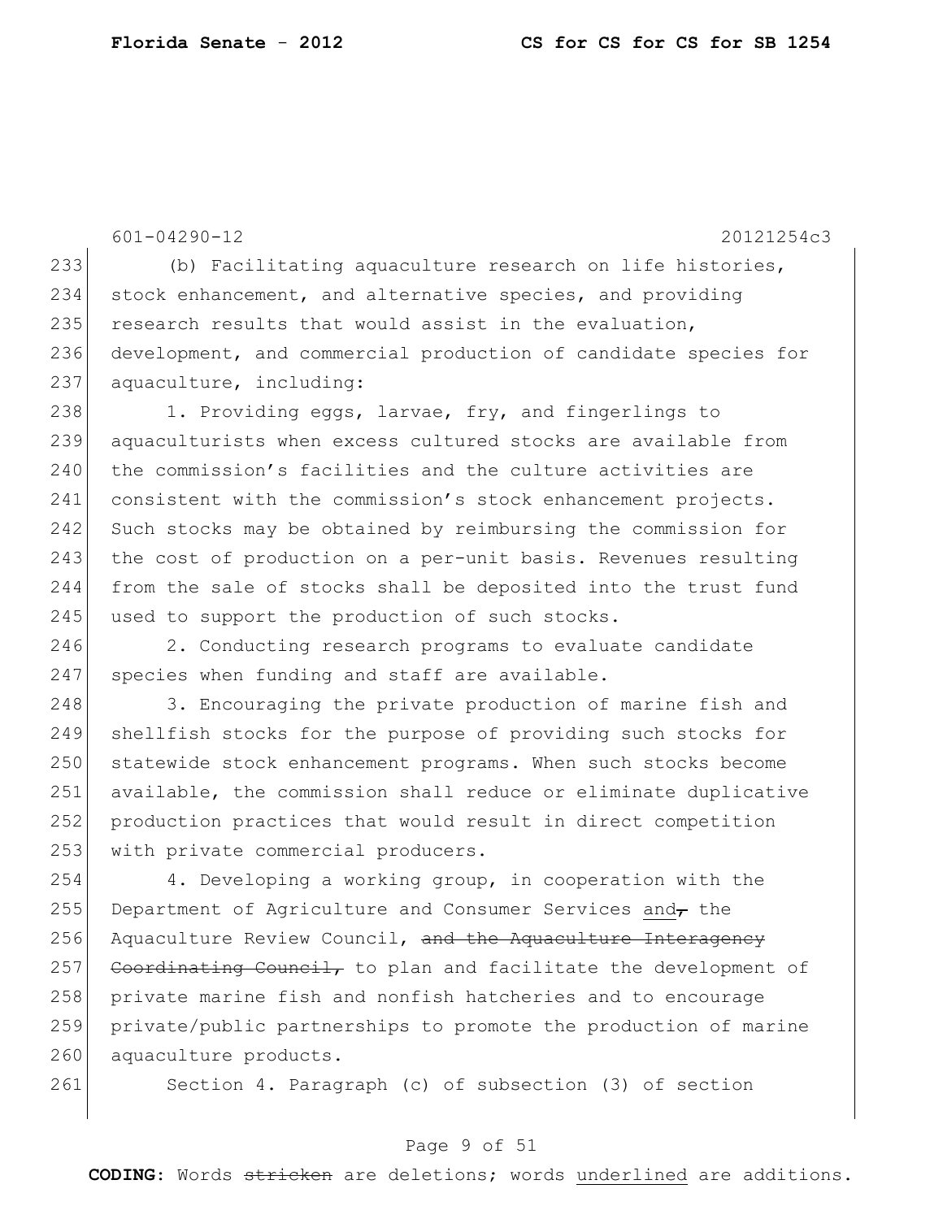601-04290-12 20121254c3

(b) Facilitating aquaculture research on life histories, stock enhancement, and alternative species, and providing research results that would assist in the evaluation, development, and commercial production of candidate species for aquaculture, including:

1. Providing eggs, larvae, fry, and fingerlings to aquaculturists when excess cultured stocks are available from the commission's facilities and the culture activities are consistent with the commission's stock enhancement projects. Such stocks may be obtained by reimbursing the commission for the cost of production on a per-unit basis. Revenues resulting from the sale of stocks shall be deposited into the trust fund used to support the production of such stocks.

2. Conducting research programs to evaluate candidate species when funding and staff are available.

3. Encouraging the private production of marine fish and shellfish stocks for the purpose of providing such stocks for statewide stock enhancement programs. When such stocks become available, the commission shall reduce or eliminate duplicative production practices that would result in direct competition with private commercial producers.

4. Developing a working group, in cooperation with the Department of Agriculture and Consumer Services <u>and</u>~~,~~ the Aquaculture Review Council, ~~and the Aquaculture Interagency Coordinating Council,~~ to plan and facilitate the development of private marine fish and nonfish hatcheries and to encourage private/public partnerships to promote the production of marine aquaculture products.

Section 4. Paragraph (c) of subsection (3) of section

**CODING:** Words ~~stricken~~ are deletions; words <u>underlined</u> are additions.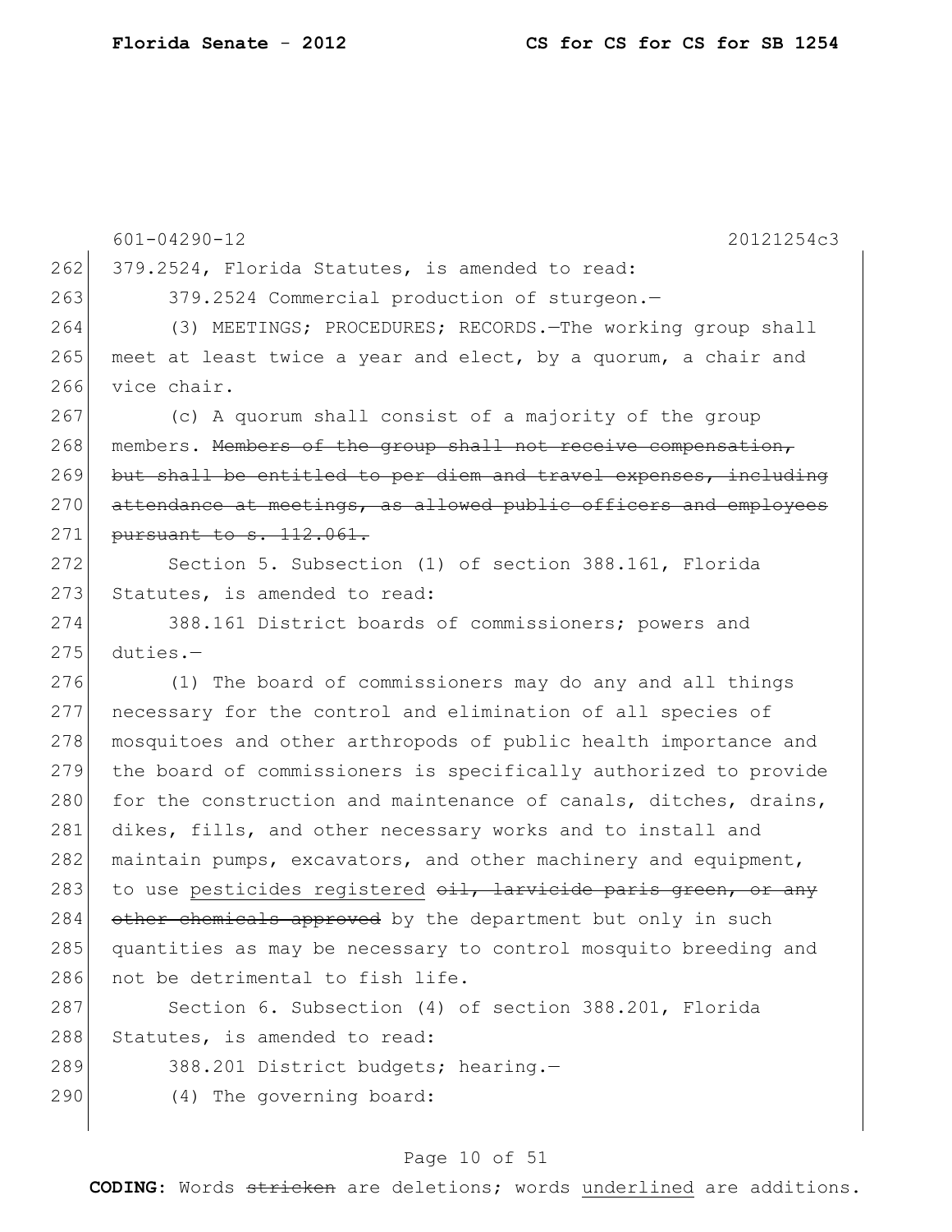601-04290-12 20121254c3

379.2524, Florida Statutes, is amended to read:

379.2524 Commercial production of sturgeon.—

(3) MEETINGS; PROCEDURES; RECORDS.—The working group shall meet at least twice a year and elect, by a quorum, a chair and vice chair.

(c) A quorum shall consist of a majority of the group members. ~~Members of the group shall not receive compensation, but shall be entitled to per diem and travel expenses, including attendance at meetings, as allowed public officers and employees pursuant to s. 112.061.~~

Section 5. Subsection (1) of section 388.161, Florida Statutes, is amended to read:

388.161 District boards of commissioners; powers and duties.—

(1) The board of commissioners may do any and all things necessary for the control and elimination of all species of mosquitoes and other arthropods of public health importance and the board of commissioners is specifically authorized to provide for the construction and maintenance of canals, ditches, drains, dikes, fills, and other necessary works and to install and maintain pumps, excavators, and other machinery and equipment, to use <u>pesticides registered</u> ~~oil, larvicide paris green, or any other chemicals approved~~ by the department but only in such quantities as may be necessary to control mosquito breeding and not be detrimental to fish life.

Section 6. Subsection (4) of section 388.201, Florida Statutes, is amended to read:

388.201 District budgets; hearing.—

(4) The governing board: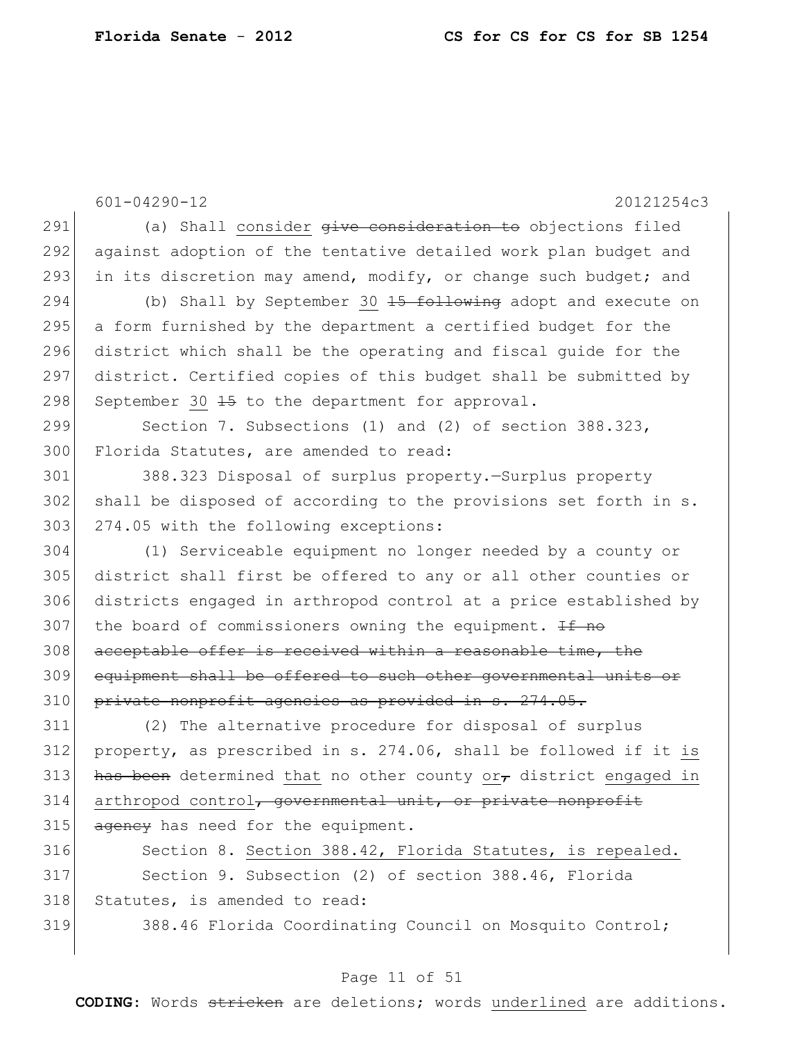(a) Shall consider ~~give consideration to~~ objections filed against adoption of the tentative detailed work plan budget and in its discretion may amend, modify, or change such budget; and

(b) Shall by September <u>30</u> ~~15 following~~ adopt and execute on a form furnished by the department a certified budget for the district which shall be the operating and fiscal guide for the district. Certified copies of this budget shall be submitted by September <u>30</u> ~~15~~ to the department for approval.

Section 7. Subsections (1) and (2) of section 388.323, Florida Statutes, are amended to read:

388.323 Disposal of surplus property.—Surplus property shall be disposed of according to the provisions set forth in s. 274.05 with the following exceptions:

(1) Serviceable equipment no longer needed by a county or district shall first be offered to any or all other counties or districts engaged in arthropod control at a price established by the board of commissioners owning the equipment. ~~If no acceptable offer is received within a reasonable time, the equipment shall be offered to such other governmental units or private nonprofit agencies as provided in s. 274.05.~~

(2) The alternative procedure for disposal of surplus property, as prescribed in s. 274.06, shall be followed if it <u>is</u> ~~has been~~ determined <u>that</u> no other county <u>or</u>~~,~~ district <u>engaged in arthropod control</u>~~, governmental unit, or private nonprofit agency~~ has need for the equipment.

Section 8. <u>Section 388.42, Florida Statutes, is repealed.</u>

Section 9. Subsection (2) of section 388.46, Florida Statutes, is amended to read:

388.46 Florida Coordinating Council on Mosquito Control;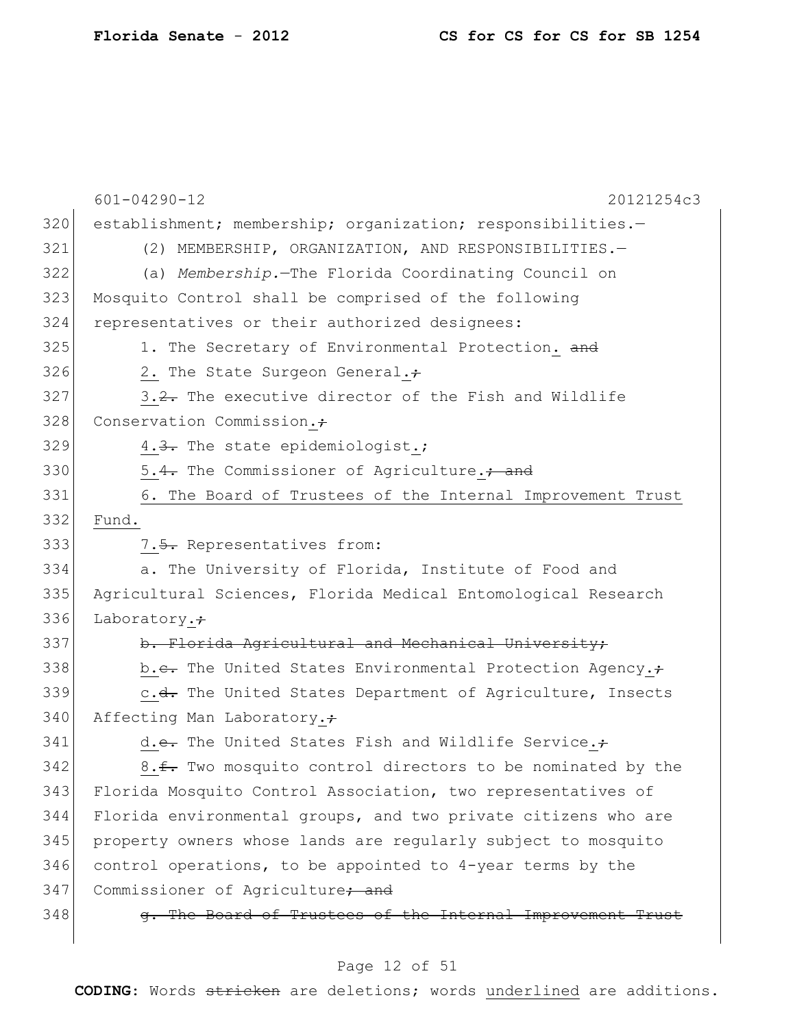establishment; membership; organization; responsibilities.—

(2) MEMBERSHIP, ORGANIZATION, AND RESPONSIBILITIES.—

(a) *Membership.*—The Florida Coordinating Council on Mosquito Control shall be comprised of the following representatives or their authorized designees:

1. The Secretary of Environmental Protection<u>.</u> ~~and~~

<u>2.</u> The State Surgeon General<u>.</u>~~;~~

<u>3.</u>~~2.~~ The executive director of the Fish and Wildlife Conservation Commission<u>.</u>~~;~~

<u>4.</u>~~3.~~ The state epidemiologist<u>.</u>~~;~~

<u>5.</u>~~4.~~ The Commissioner of Agriculture<u>.</u>~~; and~~

<u>6. The Board of Trustees of the Internal Improvement Trust Fund.</u>

<u>7.</u>~~5.~~ Representatives from:

a. The University of Florida, Institute of Food and Agricultural Sciences, Florida Medical Entomological Research Laboratory<u>.</u>~~;~~

~~b. Florida Agricultural and Mechanical University;~~

<u>b.</u>~~c.~~ The United States Environmental Protection Agency<u>.</u>~~;~~

<u>c.</u>~~d.~~ The United States Department of Agriculture, Insects Affecting Man Laboratory<u>.</u>~~;~~

<u>d.</u>~~e.~~ The United States Fish and Wildlife Service<u>.</u>~~;~~

<u>8.</u>~~f.~~ Two mosquito control directors to be nominated by the Florida Mosquito Control Association, two representatives of Florida environmental groups, and two private citizens who are property owners whose lands are regularly subject to mosquito control operations, to be appointed to 4-year terms by the Commissioner of Agriculture~~; and~~

~~g. The Board of Trustees of the Internal Improvement Trust~~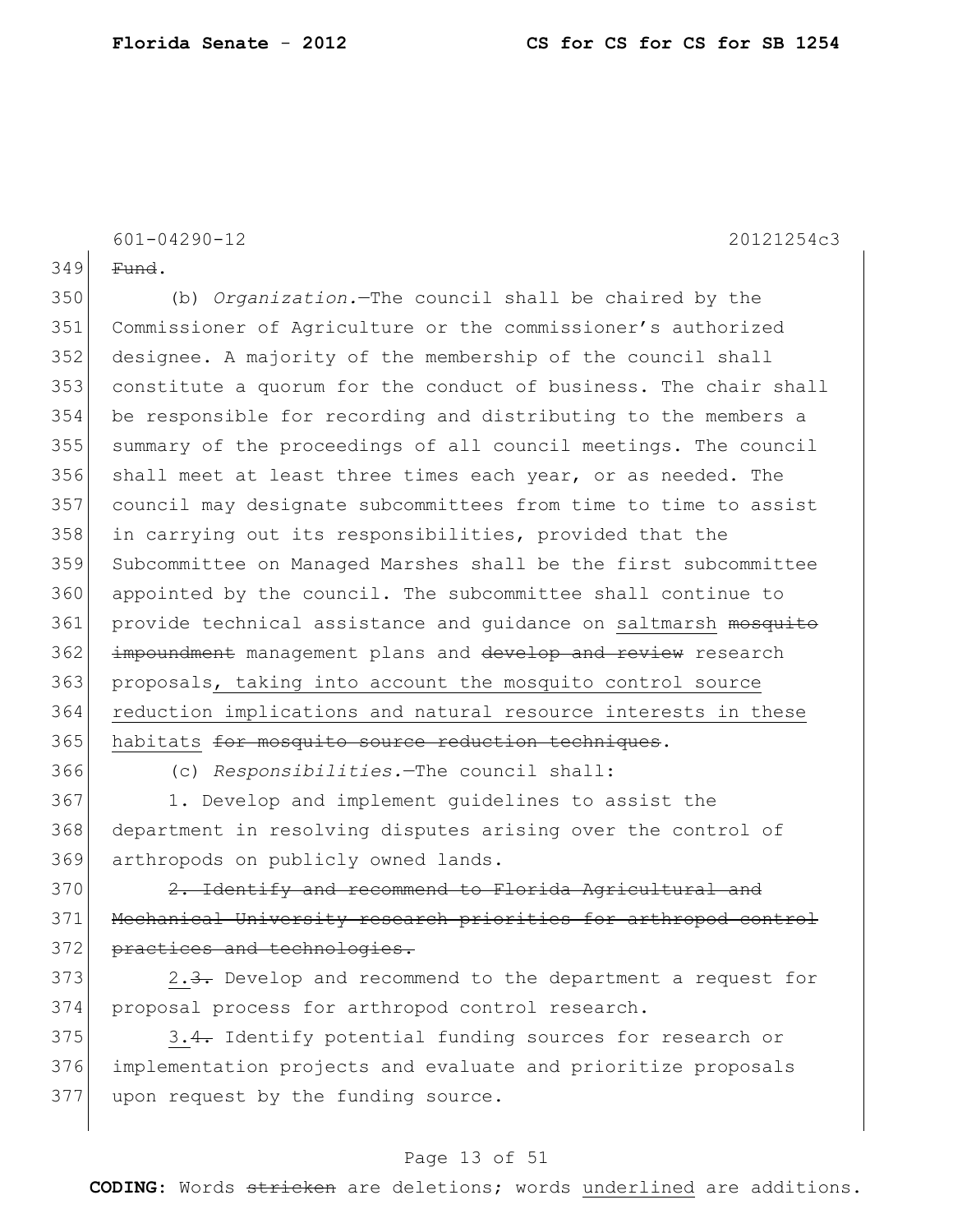Fund.

(b) *Organization.*—The council shall be chaired by the Commissioner of Agriculture or the commissioner's authorized designee. A majority of the membership of the council shall constitute a quorum for the conduct of business. The chair shall be responsible for recording and distributing to the members a summary of the proceedings of all council meetings. The council shall meet at least three times each year, or as needed. The council may designate subcommittees from time to time to assist in carrying out its responsibilities, provided that the Subcommittee on Managed Marshes shall be the first subcommittee appointed by the council. The subcommittee shall continue to provide technical assistance and guidance on <u>saltmarsh</u> ~~mosquito impoundment~~ management plans and ~~develop and review~~ research proposals<u>, taking into account the mosquito control source reduction implications and natural resource interests in these habitats</u> ~~for mosquito source reduction techniques~~.

(c) *Responsibilities.*—The council shall:

1. Develop and implement guidelines to assist the department in resolving disputes arising over the control of arthropods on publicly owned lands.

~~2. Identify and recommend to Florida Agricultural and Mechanical University research priorities for arthropod control practices and technologies.~~

<u>2.</u>~~3.~~ Develop and recommend to the department a request for proposal process for arthropod control research.

<u>3.</u>~~4.~~ Identify potential funding sources for research or implementation projects and evaluate and prioritize proposals upon request by the funding source.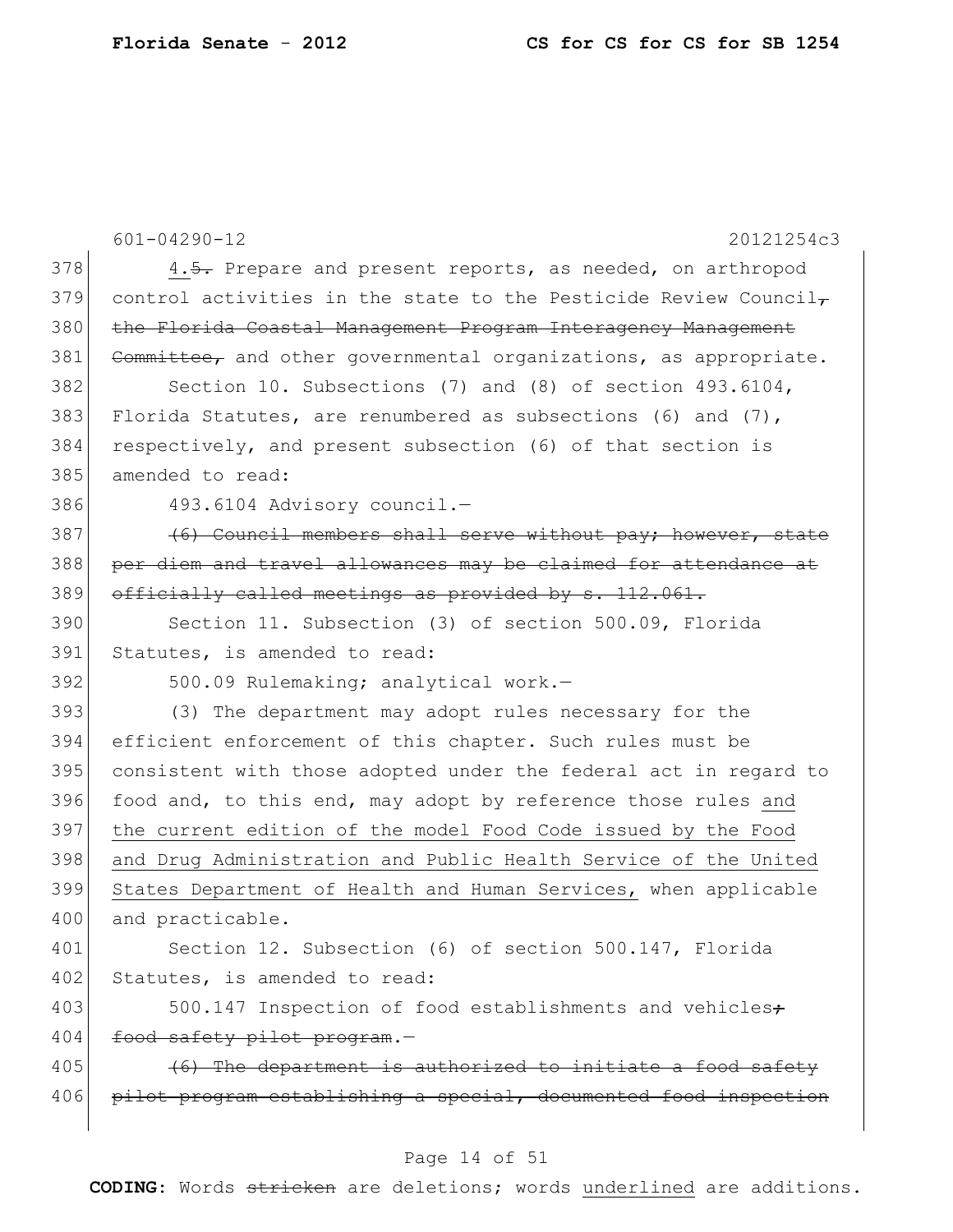601-04290-12 20121254c3

378 4.~~5.~~ Prepare and present reports, as needed, on arthropod
379 control activities in the state to the Pesticide Review Council~~,~~
380 ~~the Florida Coastal Management Program Interagency Management~~
381 ~~Committee,~~ and other governmental organizations, as appropriate.

382 Section 10. Subsections (7) and (8) of section 493.6104,
383 Florida Statutes, are renumbered as subsections (6) and (7),
384 respectively, and present subsection (6) of that section is
385 amended to read:

386 493.6104 Advisory council.—

387 ~~(6) Council members shall serve without pay; however, state~~
388 ~~per diem and travel allowances may be claimed for attendance at~~
389 ~~officially called meetings as provided by s. 112.061.~~

390 Section 11. Subsection (3) of section 500.09, Florida
391 Statutes, is amended to read:

392 500.09 Rulemaking; analytical work.—

393 (3) The department may adopt rules necessary for the
394 efficient enforcement of this chapter. Such rules must be
395 consistent with those adopted under the federal act in regard to
396 food and, to this end, may adopt by reference those rules <u>and</u>
397 <u>the current edition of the model Food Code issued by the Food</u>
398 <u>and Drug Administration and Public Health Service of the United</u>
399 <u>States Department of Health and Human Services,</u> when applicable
400 and practicable.

401 Section 12. Subsection (6) of section 500.147, Florida
402 Statutes, is amended to read:

403 500.147 Inspection of food establishments and vehicles~~;~~
404 ~~food safety pilot program~~.—

405 ~~(6) The department is authorized to initiate a food safety~~
406 ~~pilot program establishing a special, documented food inspection~~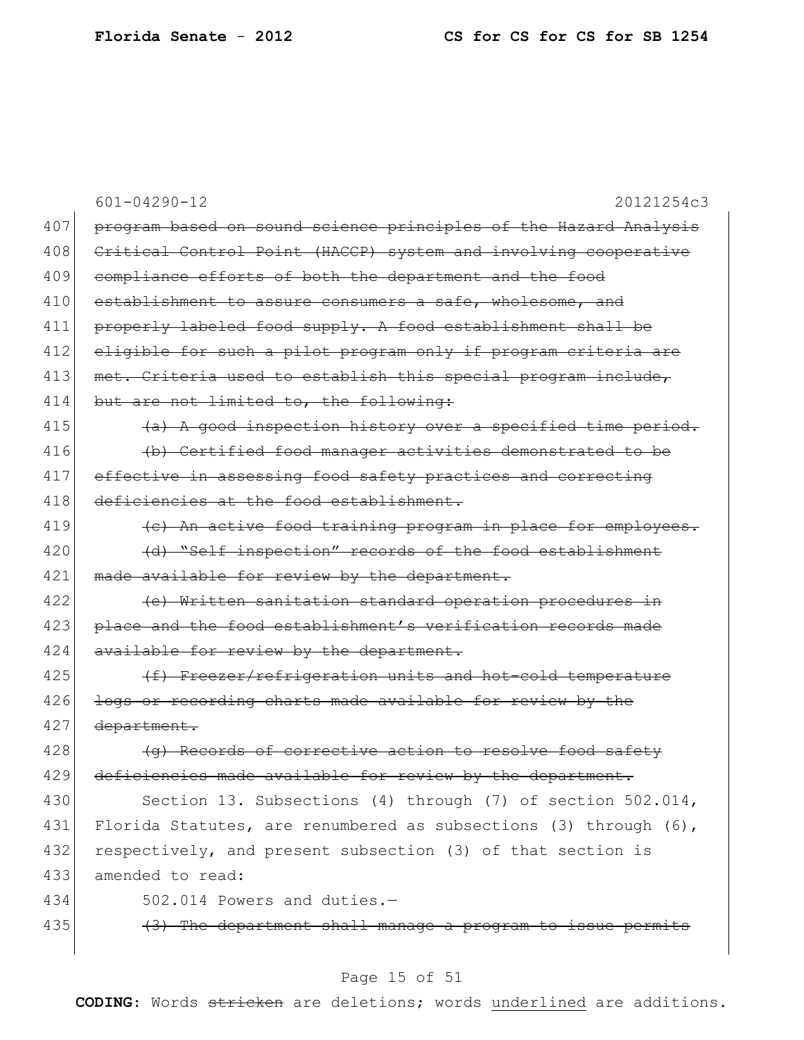~~program based on sound science principles of the Hazard Analysis Critical Control Point (HACCP) system and involving cooperative compliance efforts of both the department and the food establishment to assure consumers a safe, wholesome, and properly labeled food supply. A food establishment shall be eligible for such a pilot program only if program criteria are met. Criteria used to establish this special program include, but are not limited to, the following:~~

~~(a) A good inspection history over a specified time period.~~

~~(b) Certified food manager activities demonstrated to be effective in assessing food safety practices and correcting deficiencies at the food establishment.~~

~~(c) An active food training program in place for employees.~~

~~(d) "Self inspection" records of the food establishment made available for review by the department.~~

~~(e) Written sanitation standard operation procedures in place and the food establishment's verification records made available for review by the department.~~

~~(f) Freezer/refrigeration units and hot-cold temperature logs or recording charts made available for review by the department.~~

~~(g) Records of corrective action to resolve food safety deficiencies made available for review by the department.~~

Section 13. Subsections (4) through (7) of section 502.014, Florida Statutes, are renumbered as subsections (3) through (6), respectively, and present subsection (3) of that section is amended to read:

502.014 Powers and duties.—

~~(3) The department shall manage a program to issue permits~~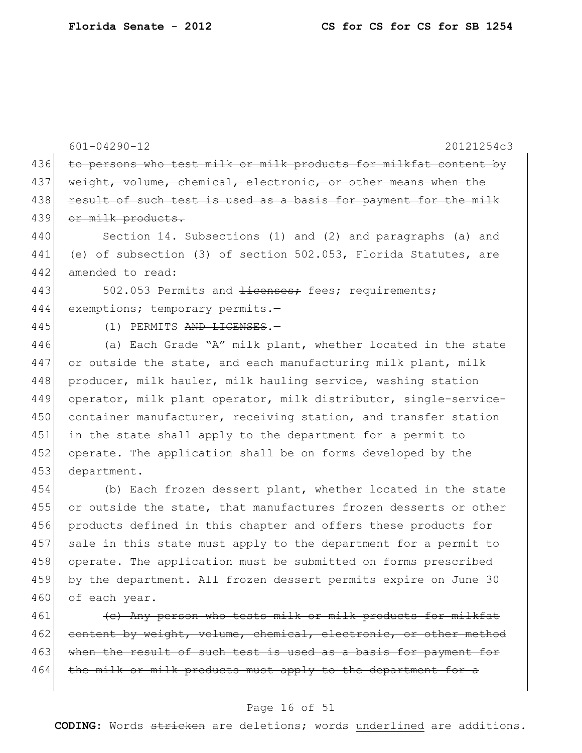~~to persons who test milk or milk products for milkfat content by weight, volume, chemical, electronic, or other means when the result of such test is used as a basis for payment for the milk or milk products.~~

Section 14. Subsections (1) and (2) and paragraphs (a) and (e) of subsection (3) of section 502.053, Florida Statutes, are amended to read:

502.053 Permits and ~~licenses;~~ fees; requirements; exemptions; temporary permits.—

(1) PERMITS ~~AND LICENSES~~.—

(a) Each Grade "A" milk plant, whether located in the state or outside the state, and each manufacturing milk plant, milk producer, milk hauler, milk hauling service, washing station operator, milk plant operator, milk distributor, single-service-container manufacturer, receiving station, and transfer station in the state shall apply to the department for a permit to operate. The application shall be on forms developed by the department.

(b) Each frozen dessert plant, whether located in the state or outside the state, that manufactures frozen desserts or other products defined in this chapter and offers these products for sale in this state must apply to the department for a permit to operate. The application must be submitted on forms prescribed by the department. All frozen dessert permits expire on June 30 of each year.

~~(c) Any person who tests milk or milk products for milkfat content by weight, volume, chemical, electronic, or other method when the result of such test is used as a basis for payment for the milk or milk products must apply to the department for a~~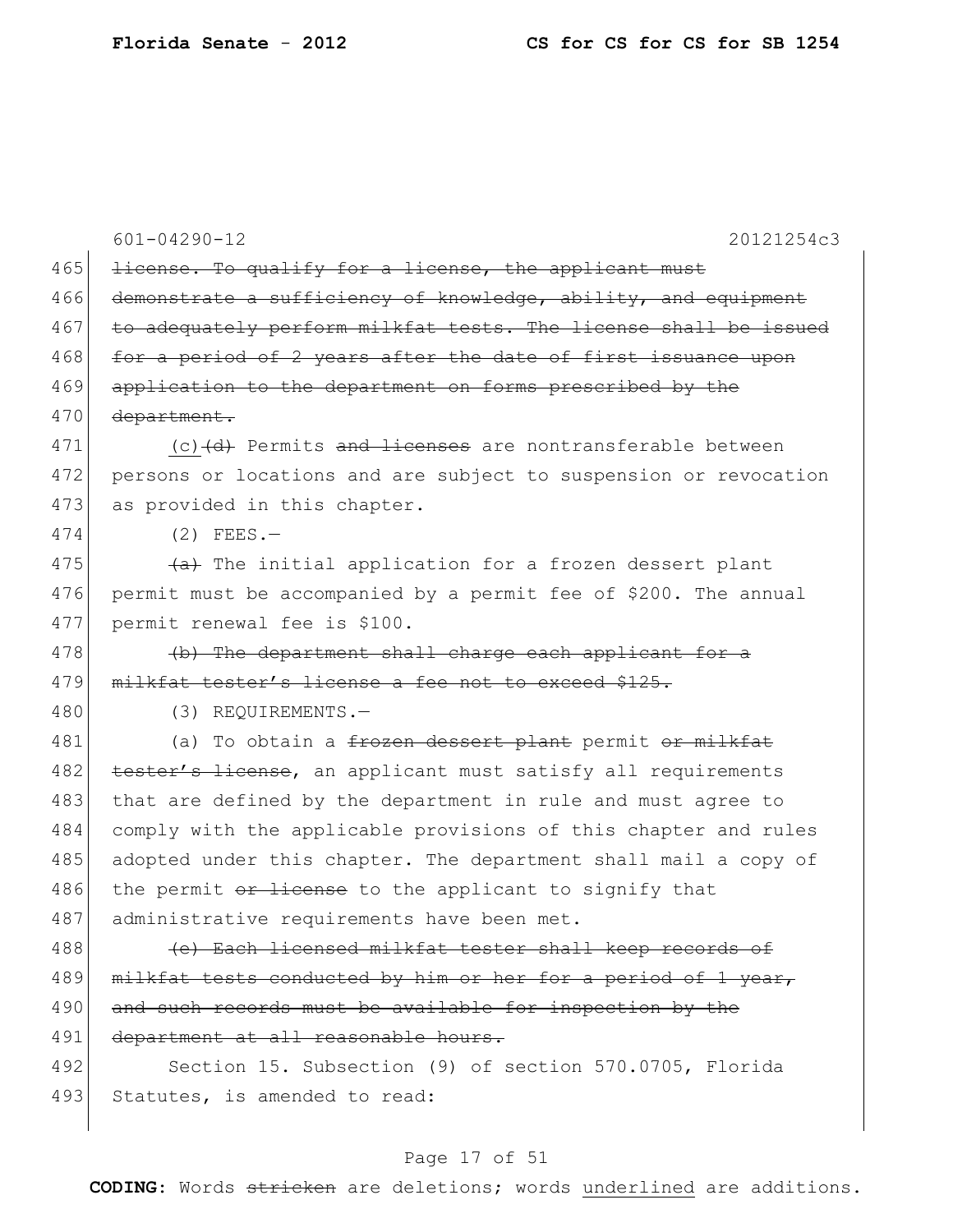601-04290-12 20121254c3

465 ~~license. To qualify for a license, the applicant must~~
466 ~~demonstrate a sufficiency of knowledge, ability, and equipment~~
467 ~~to adequately perform milkfat tests. The license shall be issued~~
468 ~~for a period of 2 years after the date of first issuance upon~~
469 ~~application to the department on forms prescribed by the~~
470 ~~department.~~

471 <u>(c)</u>~~(d)~~ Permits ~~and licenses~~ are nontransferable between
472 persons or locations and are subject to suspension or revocation
473 as provided in this chapter.

474 (2) FEES.—

475 ~~(a)~~ The initial application for a frozen dessert plant
476 permit must be accompanied by a permit fee of $200. The annual
477 permit renewal fee is $100.

478 ~~(b) The department shall charge each applicant for a~~
479 ~~milkfat tester's license a fee not to exceed $125.~~

480 (3) REQUIREMENTS.—

481 (a) To obtain a ~~frozen dessert plant~~ permit ~~or milkfat~~
482 ~~tester's license~~, an applicant must satisfy all requirements
483 that are defined by the department in rule and must agree to
484 comply with the applicable provisions of this chapter and rules
485 adopted under this chapter. The department shall mail a copy of
486 the permit ~~or license~~ to the applicant to signify that
487 administrative requirements have been met.

488 ~~(c) Each licensed milkfat tester shall keep records of~~
489 ~~milkfat tests conducted by him or her for a period of 1 year,~~
490 ~~and such records must be available for inspection by the~~
491 ~~department at all reasonable hours.~~

492 Section 15. Subsection (9) of section 570.0705, Florida
493 Statutes, is amended to read:

**CODING:** Words ~~stricken~~ are deletions; words <u>underlined</u> are additions.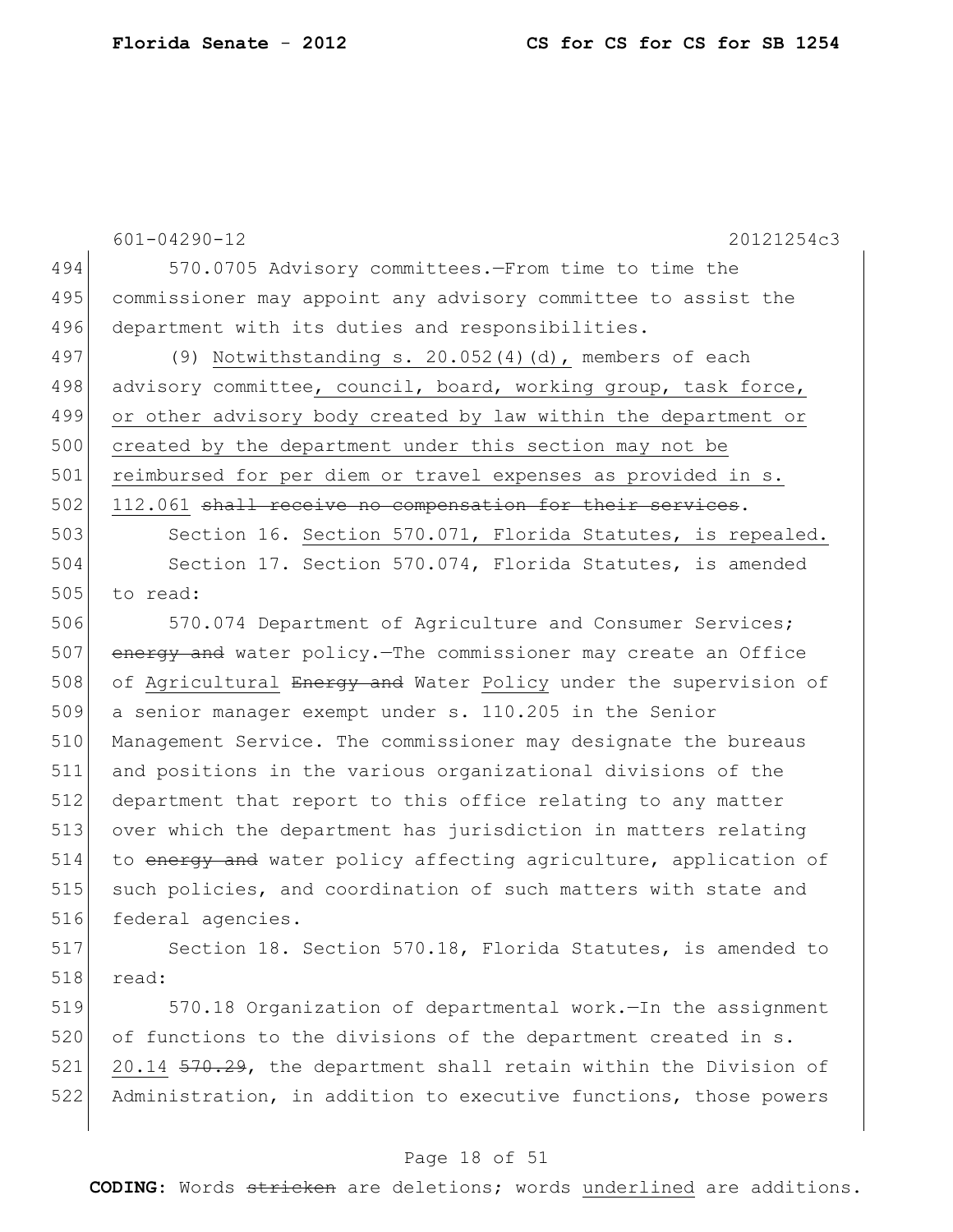601-04290-12 20121254c3

494 570.0705 Advisory committees.—From time to time the
495 commissioner may appoint any advisory committee to assist the
496 department with its duties and responsibilities.

497 (9) <u>Notwithstanding s. 20.052(4)(d),</u> members of each
498 advisory committee<u>, council, board, working group, task force,</u>
499 <u>or other advisory body created by law within the department or</u>
500 <u>created by the department under this section may not be</u>
501 <u>reimbursed for per diem or travel expenses as provided in s.</u>
502 <u>112.061</u> ~~shall receive no compensation for their services~~.

503 Section 16. <u>Section 570.071, Florida Statutes, is repealed.</u>

504 Section 17. Section 570.074, Florida Statutes, is amended
505 to read:

506 570.074 Department of Agriculture and Consumer Services;
507 ~~energy and~~ water policy.—The commissioner may create an Office
508 of <u>Agricultural</u> ~~Energy and~~ Water <u>Policy</u> under the supervision of
509 a senior manager exempt under s. 110.205 in the Senior
510 Management Service. The commissioner may designate the bureaus
511 and positions in the various organizational divisions of the
512 department that report to this office relating to any matter
513 over which the department has jurisdiction in matters relating
514 to ~~energy and~~ water policy affecting agriculture, application of
515 such policies, and coordination of such matters with state and
516 federal agencies.

517 Section 18. Section 570.18, Florida Statutes, is amended to
518 read:

519 570.18 Organization of departmental work.—In the assignment
520 of functions to the divisions of the department created in s.
521 <u>20.14</u> ~~570.29~~, the department shall retain within the Division of
522 Administration, in addition to executive functions, those powers

**CODING:** Words ~~stricken~~ are deletions; words <u>underlined</u> are additions.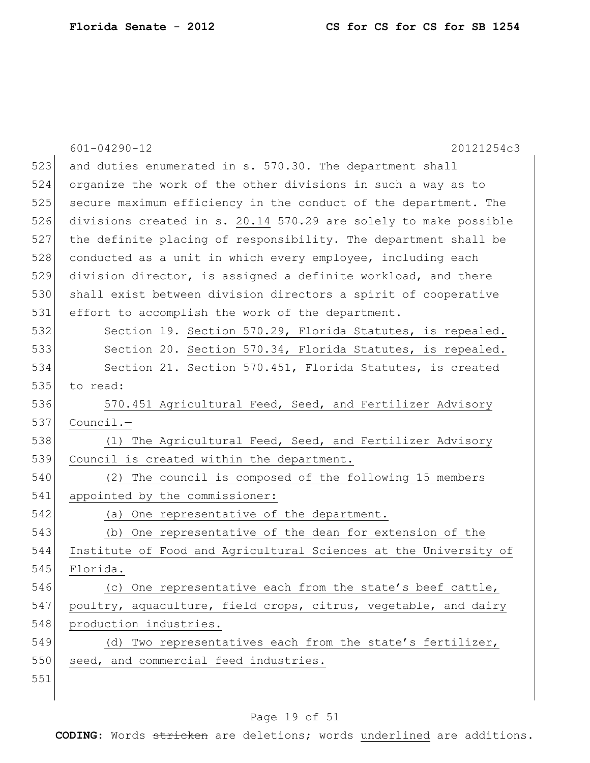and duties enumerated in s. 570.30. The department shall organize the work of the other divisions in such a way as to secure maximum efficiency in the conduct of the department. The divisions created in s. 20.14 ~~570.29~~ are solely to make possible the definite placing of responsibility. The department shall be conducted as a unit in which every employee, including each division director, is assigned a definite workload, and there shall exist between division directors a spirit of cooperative effort to accomplish the work of the department.

Section 19. Section 570.29, Florida Statutes, is repealed.

Section 20. Section 570.34, Florida Statutes, is repealed.

Section 21. Section 570.451, Florida Statutes, is created to read:

570.451 Agricultural Feed, Seed, and Fertilizer Advisory Council.—

(1) The Agricultural Feed, Seed, and Fertilizer Advisory Council is created within the department.

(2) The council is composed of the following 15 members appointed by the commissioner:

(a) One representative of the department.

(b) One representative of the dean for extension of the Institute of Food and Agricultural Sciences at the University of Florida.

(c) One representative each from the state's beef cattle, poultry, aquaculture, field crops, citrus, vegetable, and dairy production industries.

(d) Two representatives each from the state's fertilizer, seed, and commercial feed industries.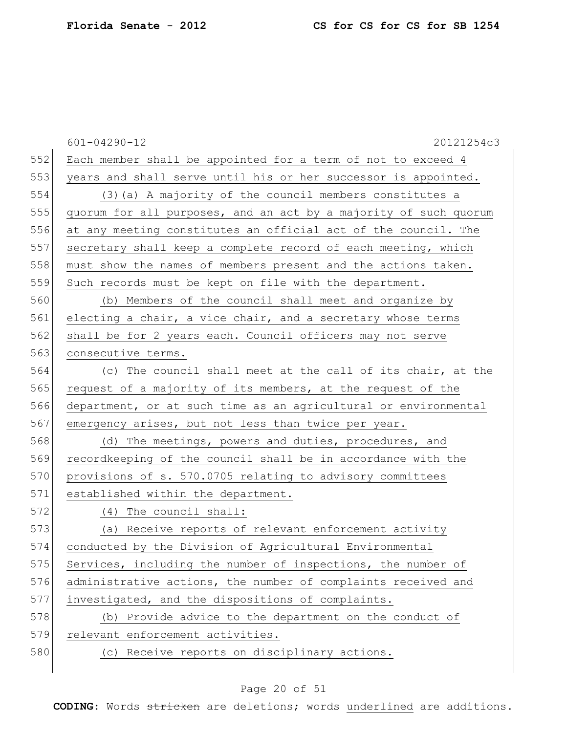Each member shall be appointed for a term of not to exceed 4 years and shall serve until his or her successor is appointed.

(3)(a) A majority of the council members constitutes a quorum for all purposes, and an act by a majority of such quorum at any meeting constitutes an official act of the council. The secretary shall keep a complete record of each meeting, which must show the names of members present and the actions taken. Such records must be kept on file with the department.

(b) Members of the council shall meet and organize by electing a chair, a vice chair, and a secretary whose terms shall be for 2 years each. Council officers may not serve consecutive terms.

(c) The council shall meet at the call of its chair, at the request of a majority of its members, at the request of the department, or at such time as an agricultural or environmental emergency arises, but not less than twice per year.

(d) The meetings, powers and duties, procedures, and recordkeeping of the council shall be in accordance with the provisions of s. 570.0705 relating to advisory committees established within the department.

(4) The council shall:

(a) Receive reports of relevant enforcement activity conducted by the Division of Agricultural Environmental Services, including the number of inspections, the number of administrative actions, the number of complaints received and investigated, and the dispositions of complaints.

(b) Provide advice to the department on the conduct of relevant enforcement activities.

(c) Receive reports on disciplinary actions.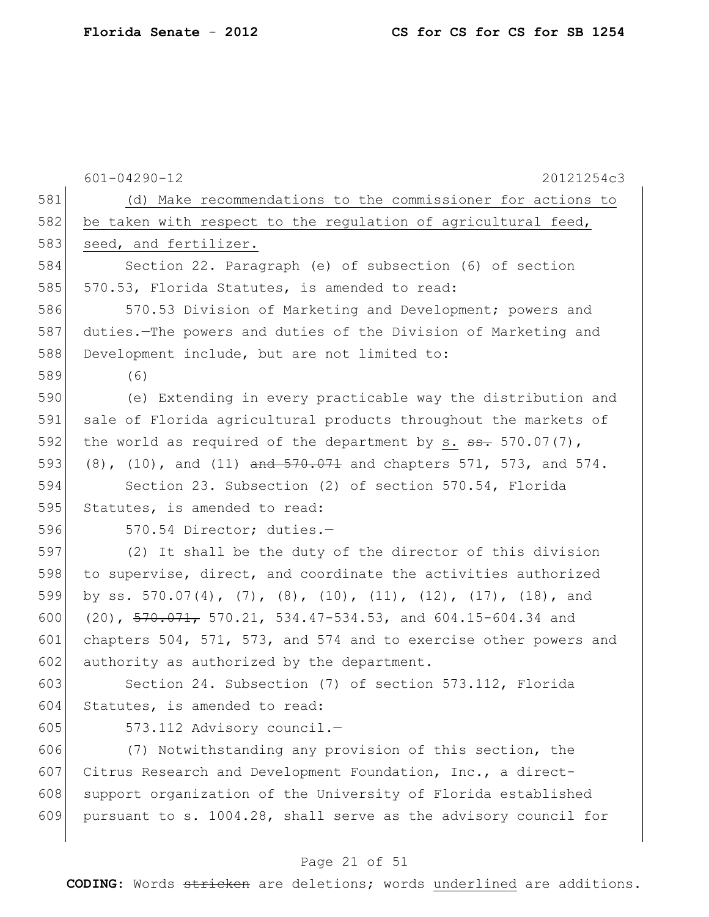(d) Make recommendations to the commissioner for actions to be taken with respect to the regulation of agricultural feed, seed, and fertilizer.

Section 22. Paragraph (e) of subsection (6) of section 570.53, Florida Statutes, is amended to read:

570.53 Division of Marketing and Development; powers and duties.—The powers and duties of the Division of Marketing and Development include, but are not limited to:

(6)

(e) Extending in every practicable way the distribution and sale of Florida agricultural products throughout the markets of the world as required of the department by s. ~~ss.~~ 570.07(7), (8), (10), and (11) ~~and 570.071~~ and chapters 571, 573, and 574.

Section 23. Subsection (2) of section 570.54, Florida Statutes, is amended to read:

570.54 Director; duties.—

(2) It shall be the duty of the director of this division to supervise, direct, and coordinate the activities authorized by ss. 570.07(4), (7), (8), (10), (11), (12), (17), (18), and (20), ~~570.071,~~ 570.21, 534.47-534.53, and 604.15-604.34 and chapters 504, 571, 573, and 574 and to exercise other powers and authority as authorized by the department.

Section 24. Subsection (7) of section 573.112, Florida Statutes, is amended to read:

573.112 Advisory council.—

(7) Notwithstanding any provision of this section, the Citrus Research and Development Foundation, Inc., a direct-support organization of the University of Florida established pursuant to s. 1004.28, shall serve as the advisory council for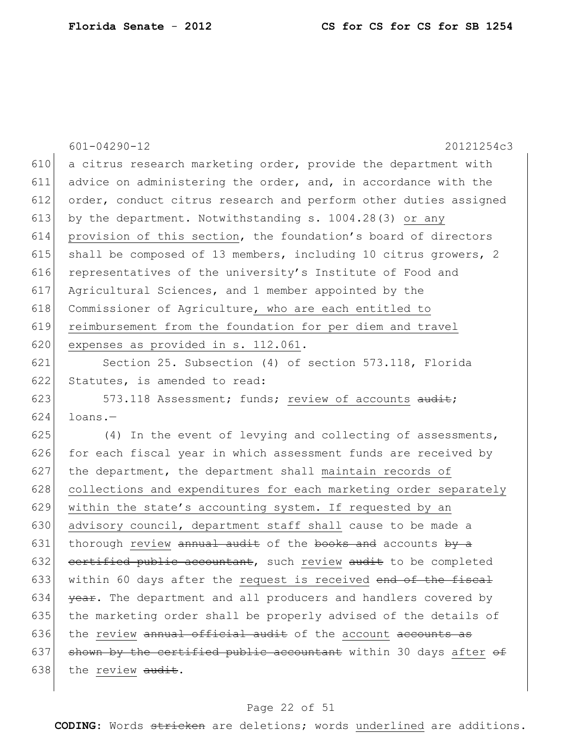a citrus research marketing order, provide the department with advice on administering the order, and, in accordance with the order, conduct citrus research and perform other duties assigned by the department. Notwithstanding s. 1004.28(3) <u>or any provision of this section</u>, the foundation's board of directors shall be composed of 13 members, including 10 citrus growers, 2 representatives of the university's Institute of Food and Agricultural Sciences, and 1 member appointed by the Commissioner of Agriculture<u>, who are each entitled to reimbursement from the foundation for per diem and travel expenses as provided in s. 112.061</u>.

Section 25. Subsection (4) of section 573.118, Florida Statutes, is amended to read:

573.118 Assessment; funds; <u>review of accounts</u> ~~audit~~; loans.—

(4) In the event of levying and collecting of assessments, for each fiscal year in which assessment funds are received by the department, the department shall <u>maintain records of collections and expenditures for each marketing order separately within the state's accounting system. If requested by an advisory council, department staff shall</u> cause to be made a thorough <u>review</u> ~~annual audit~~ of the ~~books and~~ accounts ~~by a certified public accountant~~, such <u>review</u> ~~audit~~ to be completed within 60 days after the <u>request is received</u> ~~end of the fiscal year~~. The department and all producers and handlers covered by the marketing order shall be properly advised of the details of the <u>review</u> ~~annual official audit~~ of the <u>account</u> ~~accounts as shown by the certified public accountant~~ within 30 days after ~~of~~ the <u>review</u> ~~audit~~.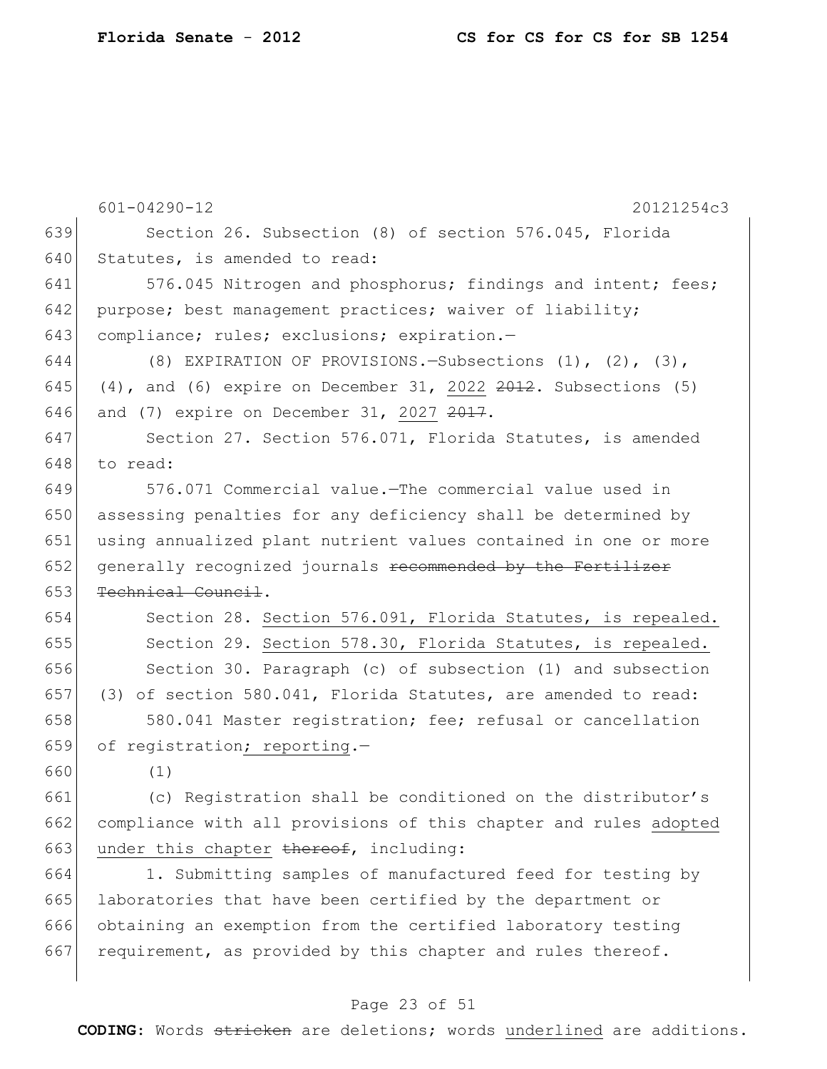Section 26. Subsection (8) of section 576.045, Florida Statutes, is amended to read:

576.045 Nitrogen and phosphorus; findings and intent; fees; purpose; best management practices; waiver of liability; compliance; rules; exclusions; expiration.—

(8) EXPIRATION OF PROVISIONS.—Subsections (1), (2), (3), (4), and (6) expire on December 31, 2022 ~~2012~~. Subsections (5) and (7) expire on December 31, 2027 ~~2017~~.

Section 27. Section 576.071, Florida Statutes, is amended to read:

576.071 Commercial value.—The commercial value used in assessing penalties for any deficiency shall be determined by using annualized plant nutrient values contained in one or more generally recognized journals ~~recommended by the Fertilizer Technical Council~~.

Section 28. Section 576.091, Florida Statutes, is repealed.

Section 29. Section 578.30, Florida Statutes, is repealed.

Section 30. Paragraph (c) of subsection (1) and subsection (3) of section 580.041, Florida Statutes, are amended to read:

580.041 Master registration; fee; refusal or cancellation of registration; reporting.—

(1)

(c) Registration shall be conditioned on the distributor's compliance with all provisions of this chapter and rules adopted under this chapter ~~thereof~~, including:

1. Submitting samples of manufactured feed for testing by laboratories that have been certified by the department or obtaining an exemption from the certified laboratory testing requirement, as provided by this chapter and rules thereof.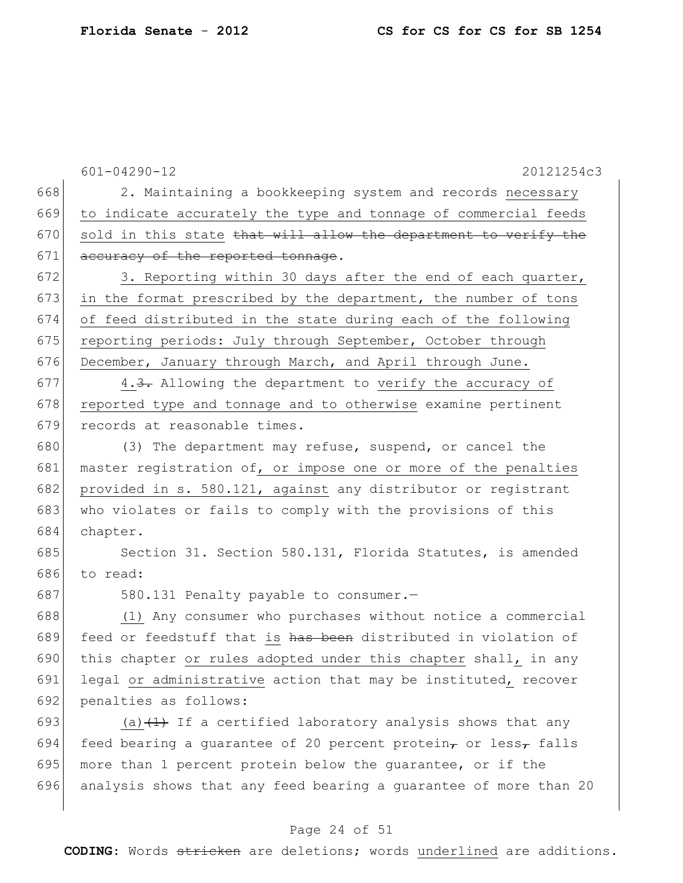601-04290-12 20121254c3

668 2. Maintaining a bookkeeping system and records necessary
669 to indicate accurately the type and tonnage of commercial feeds
670 sold in this state that will allow the department to verify the
671 accuracy of the reported tonnage.

672 3. Reporting within 30 days after the end of each quarter,
673 in the format prescribed by the department, the number of tons
674 of feed distributed in the state during each of the following
675 reporting periods: July through September, October through
676 December, January through March, and April through June.

677 4.3. Allowing the department to verify the accuracy of
678 reported type and tonnage and to otherwise examine pertinent
679 records at reasonable times.

680 (3) The department may refuse, suspend, or cancel the
681 master registration of, or impose one or more of the penalties
682 provided in s. 580.121, against any distributor or registrant
683 who violates or fails to comply with the provisions of this
684 chapter.

685 Section 31. Section 580.131, Florida Statutes, is amended
686 to read:

687 580.131 Penalty payable to consumer.—

688 (1) Any consumer who purchases without notice a commercial
689 feed or feedstuff that is has been distributed in violation of
690 this chapter or rules adopted under this chapter shall, in any
691 legal or administrative action that may be instituted, recover
692 penalties as follows:

693 (a)(1) If a certified laboratory analysis shows that any
694 feed bearing a guarantee of 20 percent protein, or less, falls
695 more than 1 percent protein below the guarantee, or if the
696 analysis shows that any feed bearing a guarantee of more than 20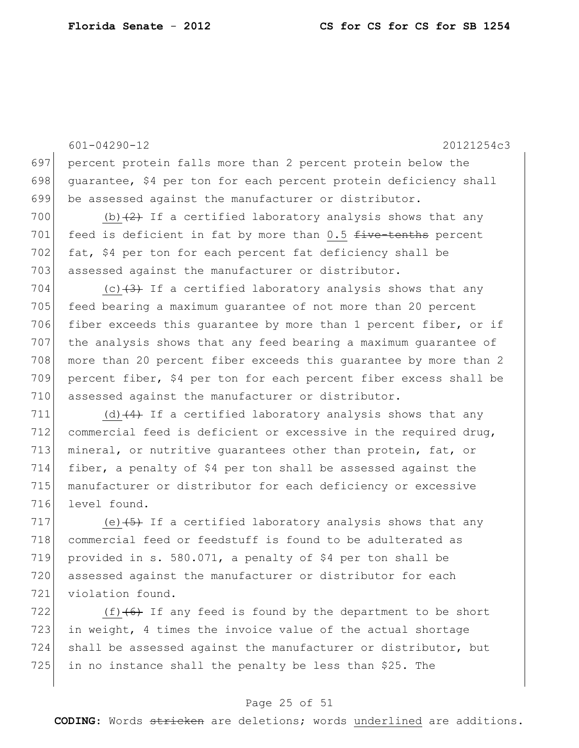601-04290-12 20121254c3

percent protein falls more than 2 percent protein below the guarantee, $4 per ton for each percent protein deficiency shall be assessed against the manufacturer or distributor.

(b) ~~(2)~~ If a certified laboratory analysis shows that any feed is deficient in fat by more than 0.5 ~~five-tenths~~ percent fat, $4 per ton for each percent fat deficiency shall be assessed against the manufacturer or distributor.

(c) ~~(3)~~ If a certified laboratory analysis shows that any feed bearing a maximum guarantee of not more than 20 percent fiber exceeds this guarantee by more than 1 percent fiber, or if the analysis shows that any feed bearing a maximum guarantee of more than 20 percent fiber exceeds this guarantee by more than 2 percent fiber, $4 per ton for each percent fiber excess shall be assessed against the manufacturer or distributor.

(d) ~~(4)~~ If a certified laboratory analysis shows that any commercial feed is deficient or excessive in the required drug, mineral, or nutritive guarantees other than protein, fat, or fiber, a penalty of $4 per ton shall be assessed against the manufacturer or distributor for each deficiency or excessive level found.

(e) ~~(5)~~ If a certified laboratory analysis shows that any commercial feed or feedstuff is found to be adulterated as provided in s. 580.071, a penalty of $4 per ton shall be assessed against the manufacturer or distributor for each violation found.

(f) ~~(6)~~ If any feed is found by the department to be short in weight, 4 times the invoice value of the actual shortage shall be assessed against the manufacturer or distributor, but in no instance shall the penalty be less than $25. The

**CODING:** Words ~~stricken~~ are deletions; words underlined are additions.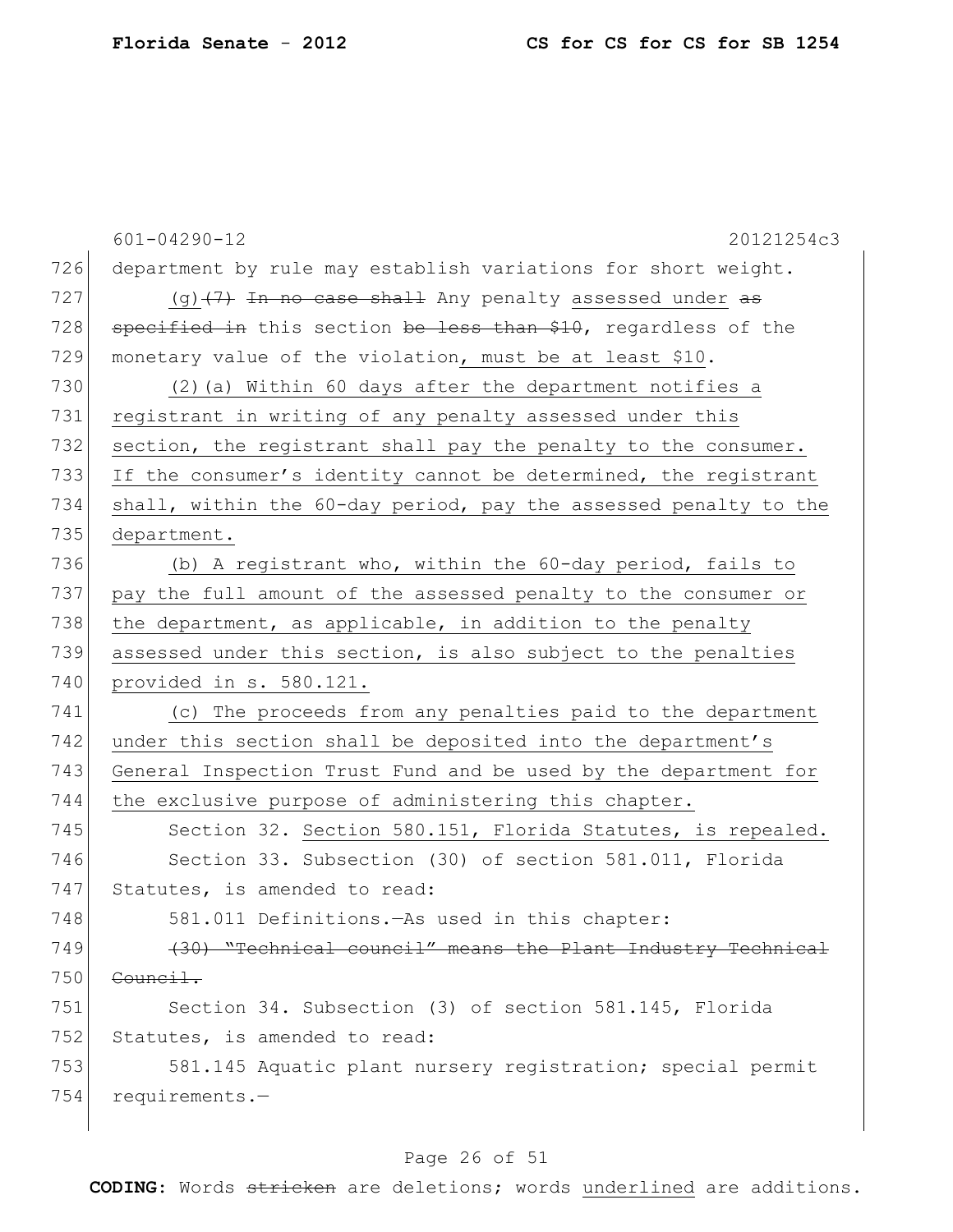601-04290-12 20121254c3

department by rule may establish variations for short weight.

(g)~~(7)~~ ~~In no case shall~~ Any penalty assessed under ~~as specified in~~ this section ~~be less than $10~~, regardless of the monetary value of the violation, must be at least $10.

(2)(a) Within 60 days after the department notifies a registrant in writing of any penalty assessed under this section, the registrant shall pay the penalty to the consumer. If the consumer's identity cannot be determined, the registrant shall, within the 60-day period, pay the assessed penalty to the department.

(b) A registrant who, within the 60-day period, fails to pay the full amount of the assessed penalty to the consumer or the department, as applicable, in addition to the penalty assessed under this section, is also subject to the penalties provided in s. 580.121.

(c) The proceeds from any penalties paid to the department under this section shall be deposited into the department's General Inspection Trust Fund and be used by the department for the exclusive purpose of administering this chapter.

Section 32. Section 580.151, Florida Statutes, is repealed.

Section 33. Subsection (30) of section 581.011, Florida Statutes, is amended to read:

581.011 Definitions.—As used in this chapter:

~~(30) "Technical council" means the Plant Industry Technical Council.~~

Section 34. Subsection (3) of section 581.145, Florida Statutes, is amended to read:

581.145 Aquatic plant nursery registration; special permit requirements.—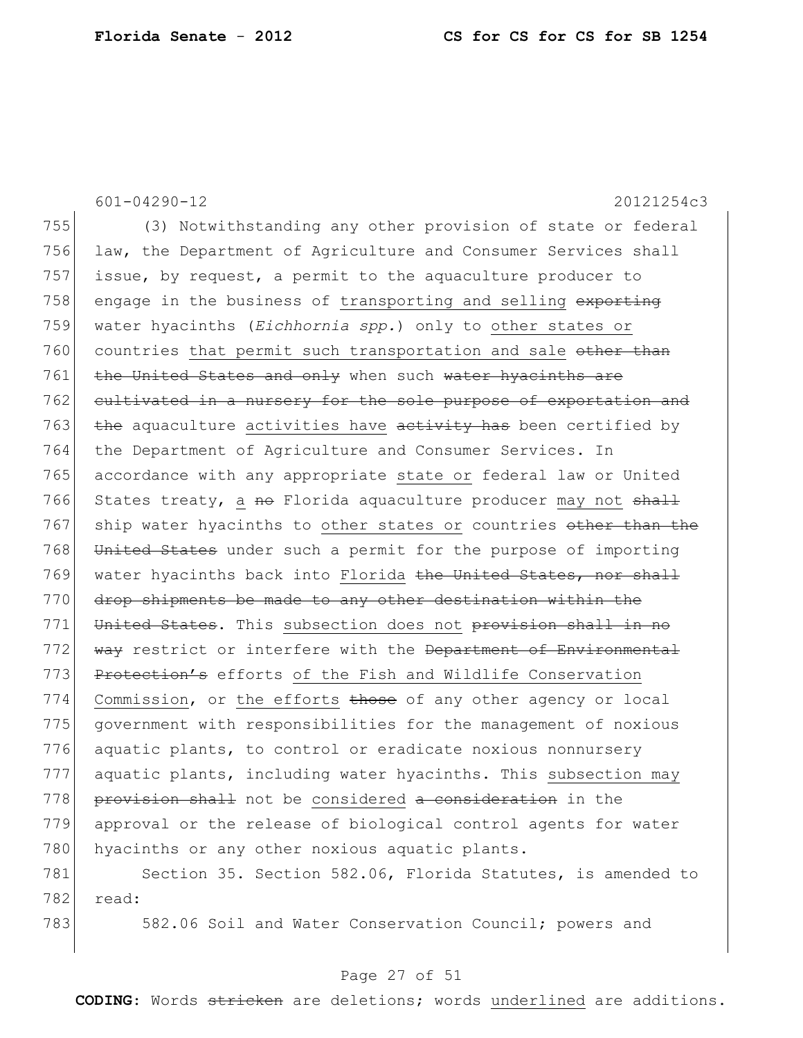(3) Notwithstanding any other provision of state or federal law, the Department of Agriculture and Consumer Services shall issue, by request, a permit to the aquaculture producer to engage in the business of transporting and selling ~~exporting~~ water hyacinths (*Eichhornia spp.*) only to other states or countries that permit such transportation and sale ~~other than the United States and only~~ when such ~~water hyacinths are cultivated in a nursery for the sole purpose of exportation and the~~ aquaculture activities have ~~activity has~~ been certified by the Department of Agriculture and Consumer Services. In accordance with any appropriate state or federal law or United States treaty, a ~~no~~ Florida aquaculture producer may not ~~shall~~ ship water hyacinths to other states or countries ~~other than the United States~~ under such a permit for the purpose of importing water hyacinths back into Florida ~~the United States, nor shall drop shipments be made to any other destination within the United States~~. This subsection does not ~~provision shall in no way~~ restrict or interfere with the ~~Department of Environmental Protection's~~ efforts of the Fish and Wildlife Conservation Commission, or the efforts ~~those~~ of any other agency or local government with responsibilities for the management of noxious aquatic plants, to control or eradicate noxious nonnursery aquatic plants, including water hyacinths. This subsection may ~~provision shall~~ not be considered ~~a consideration~~ in the approval or the release of biological control agents for water hyacinths or any other noxious aquatic plants.

Section 35. Section 582.06, Florida Statutes, is amended to read:

582.06 Soil and Water Conservation Council; powers and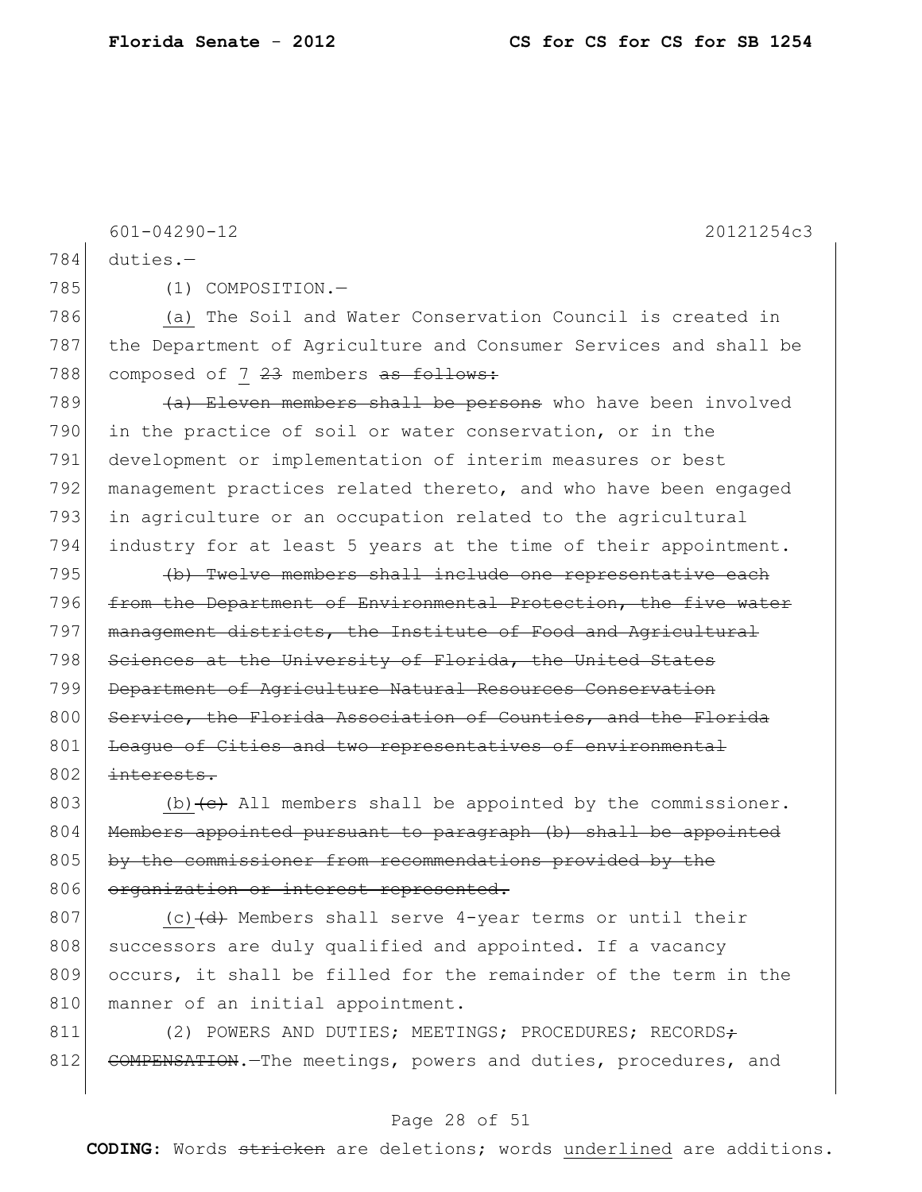601-04290-12 20121254c3

784 duties.—

785 (1) COMPOSITION.—

786 (a) The Soil and Water Conservation Council is created in
787 the Department of Agriculture and Consumer Services and shall be
788 composed of 7 ~~23~~ members ~~as follows:~~

789 ~~(a) Eleven members shall be persons~~ who have been involved
790 in the practice of soil or water conservation, or in the
791 development or implementation of interim measures or best
792 management practices related thereto, and who have been engaged
793 in agriculture or an occupation related to the agricultural
794 industry for at least 5 years at the time of their appointment.

795 ~~(b) Twelve members shall include one representative each~~
796 ~~from the Department of Environmental Protection, the five water~~
797 ~~management districts, the Institute of Food and Agricultural~~
798 ~~Sciences at the University of Florida, the United States~~
799 ~~Department of Agriculture Natural Resources Conservation~~
800 ~~Service, the Florida Association of Counties, and the Florida~~
801 ~~League of Cities and two representatives of environmental~~
802 ~~interests.~~

803 (b)~~(c)~~ All members shall be appointed by the commissioner.
804 ~~Members appointed pursuant to paragraph (b) shall be appointed~~
805 ~~by the commissioner from recommendations provided by the~~
806 ~~organization or interest represented.~~

807 (c)~~(d)~~ Members shall serve 4-year terms or until their
808 successors are duly qualified and appointed. If a vacancy
809 occurs, it shall be filled for the remainder of the term in the
810 manner of an initial appointment.

811 (2) POWERS AND DUTIES; MEETINGS; PROCEDURES; RECORDS~~;~~
812 ~~COMPENSATION~~.—The meetings, powers and duties, procedures, and

**CODING:** Words ~~stricken~~ are deletions; words underlined are additions.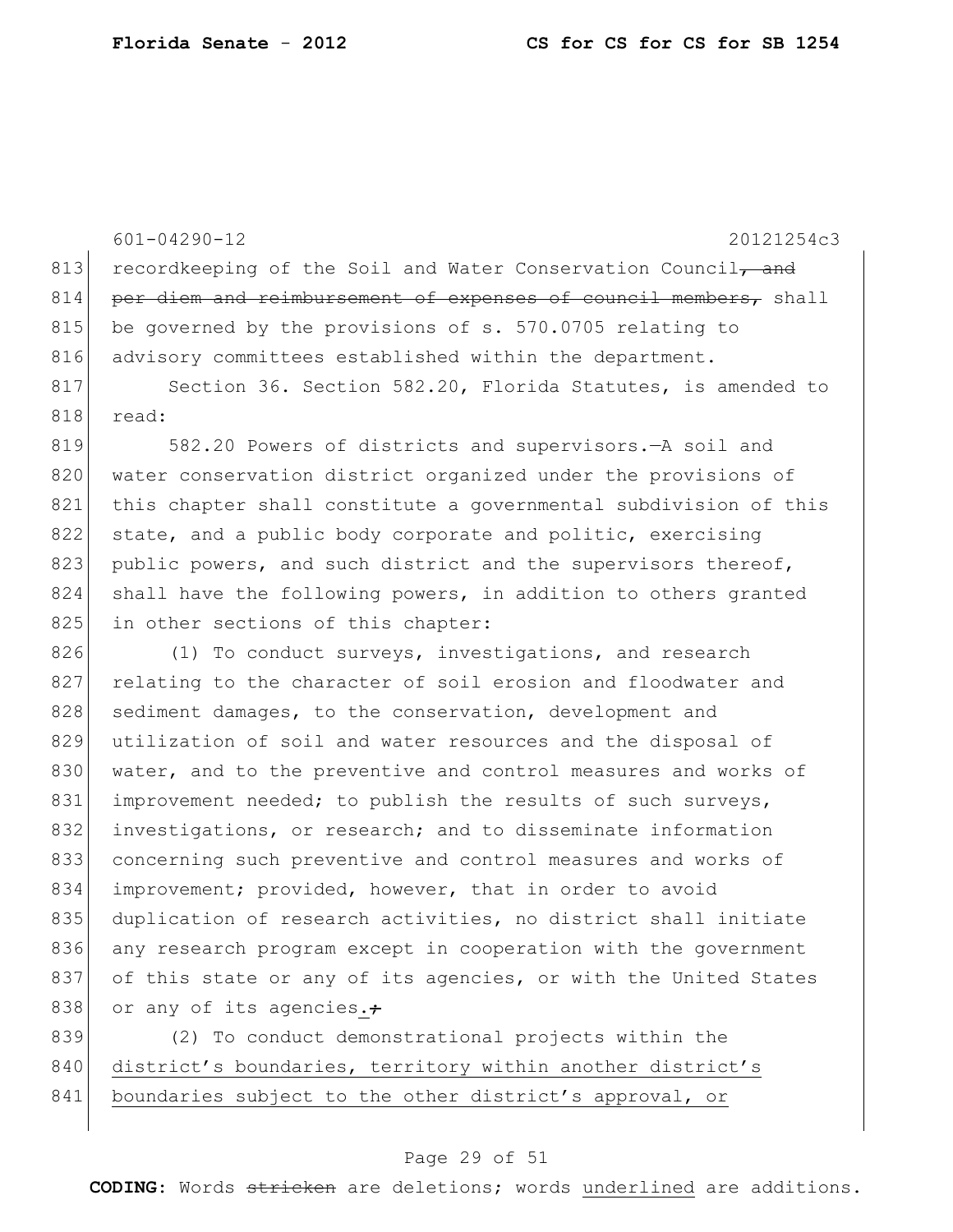recordkeeping of the Soil and Water Conservation Council~~, and per diem and reimbursement of expenses of council members,~~ shall be governed by the provisions of s. 570.0705 relating to advisory committees established within the department.

Section 36. Section 582.20, Florida Statutes, is amended to read:

582.20 Powers of districts and supervisors.—A soil and water conservation district organized under the provisions of this chapter shall constitute a governmental subdivision of this state, and a public body corporate and politic, exercising public powers, and such district and the supervisors thereof, shall have the following powers, in addition to others granted in other sections of this chapter:

(1) To conduct surveys, investigations, and research relating to the character of soil erosion and floodwater and sediment damages, to the conservation, development and utilization of soil and water resources and the disposal of water, and to the preventive and control measures and works of improvement needed; to publish the results of such surveys, investigations, or research; and to disseminate information concerning such preventive and control measures and works of improvement; provided, however, that in order to avoid duplication of research activities, no district shall initiate any research program except in cooperation with the government of this state or any of its agencies, or with the United States or any of its agencies<u>.</u>~~;~~

(2) To conduct demonstrational projects within the <u>district's boundaries, territory within another district's boundaries subject to the other district's approval, or</u>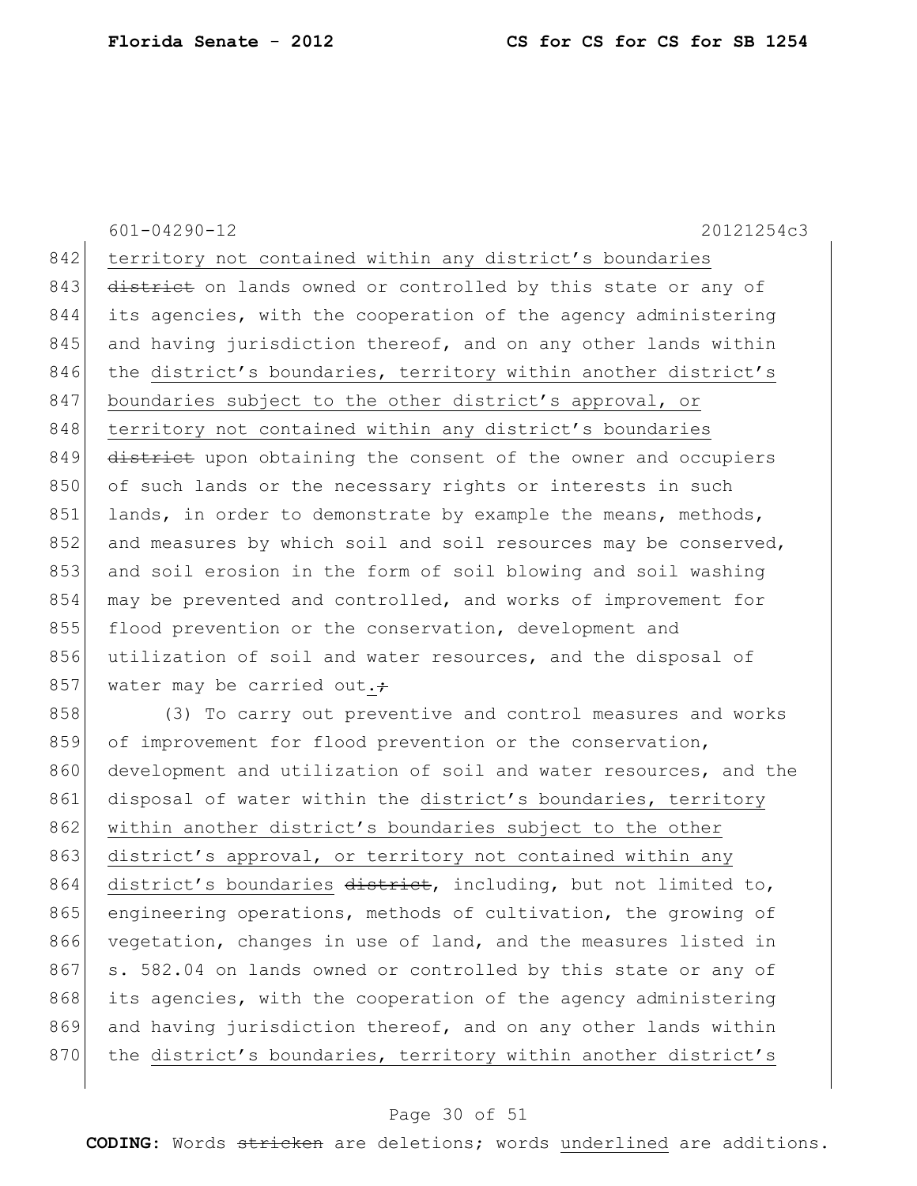601-04290-12 20121254c3

842 territory not contained within any district's boundaries
843 ~~district~~ on lands owned or controlled by this state or any of
844 its agencies, with the cooperation of the agency administering
845 and having jurisdiction thereof, and on any other lands within
846 the district's boundaries, territory within another district's
847 boundaries subject to the other district's approval, or
848 territory not contained within any district's boundaries
849 ~~district~~ upon obtaining the consent of the owner and occupiers
850 of such lands or the necessary rights or interests in such
851 lands, in order to demonstrate by example the means, methods,
852 and measures by which soil and soil resources may be conserved,
853 and soil erosion in the form of soil blowing and soil washing
854 may be prevented and controlled, and works of improvement for
855 flood prevention or the conservation, development and
856 utilization of soil and water resources, and the disposal of
857 water may be carried out.~~;~~

858 (3) To carry out preventive and control measures and works
859 of improvement for flood prevention or the conservation,
860 development and utilization of soil and water resources, and the
861 disposal of water within the district's boundaries, territory
862 within another district's boundaries subject to the other
863 district's approval, or territory not contained within any
864 district's boundaries ~~district~~, including, but not limited to,
865 engineering operations, methods of cultivation, the growing of
866 vegetation, changes in use of land, and the measures listed in
867 s. 582.04 on lands owned or controlled by this state or any of
868 its agencies, with the cooperation of the agency administering
869 and having jurisdiction thereof, and on any other lands within
870 the district's boundaries, territory within another district's

**CODING:** Words ~~stricken~~ are deletions; words underlined are additions.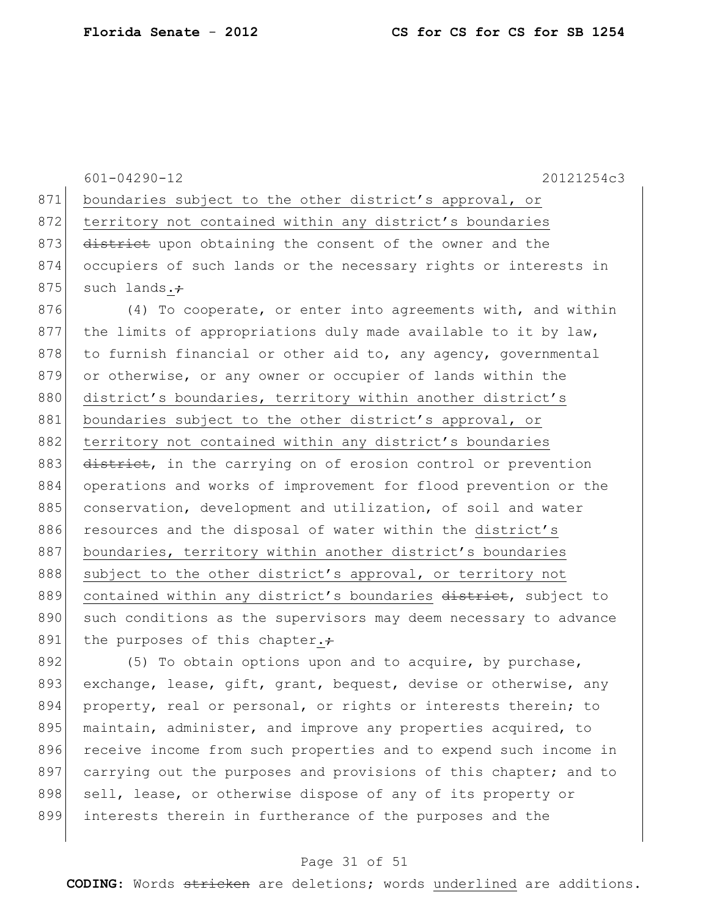601-04290-12 20121254c3

boundaries subject to the other district's approval, or territory not contained within any district's boundaries ~~district~~ upon obtaining the consent of the owner and the occupiers of such lands or the necessary rights or interests in such lands.~~;~~

(4) To cooperate, or enter into agreements with, and within the limits of appropriations duly made available to it by law, to furnish financial or other aid to, any agency, governmental or otherwise, or any owner or occupier of lands within the district's boundaries, territory within another district's boundaries subject to the other district's approval, or territory not contained within any district's boundaries ~~district~~, in the carrying on of erosion control or prevention operations and works of improvement for flood prevention or the conservation, development and utilization, of soil and water resources and the disposal of water within the district's boundaries, territory within another district's boundaries subject to the other district's approval, or territory not contained within any district's boundaries ~~district~~, subject to such conditions as the supervisors may deem necessary to advance the purposes of this chapter.~~;~~

(5) To obtain options upon and to acquire, by purchase, exchange, lease, gift, grant, bequest, devise or otherwise, any property, real or personal, or rights or interests therein; to maintain, administer, and improve any properties acquired, to receive income from such properties and to expend such income in carrying out the purposes and provisions of this chapter; and to sell, lease, or otherwise dispose of any of its property or interests therein in furtherance of the purposes and the

**CODING:** Words ~~stricken~~ are deletions; words underlined are additions.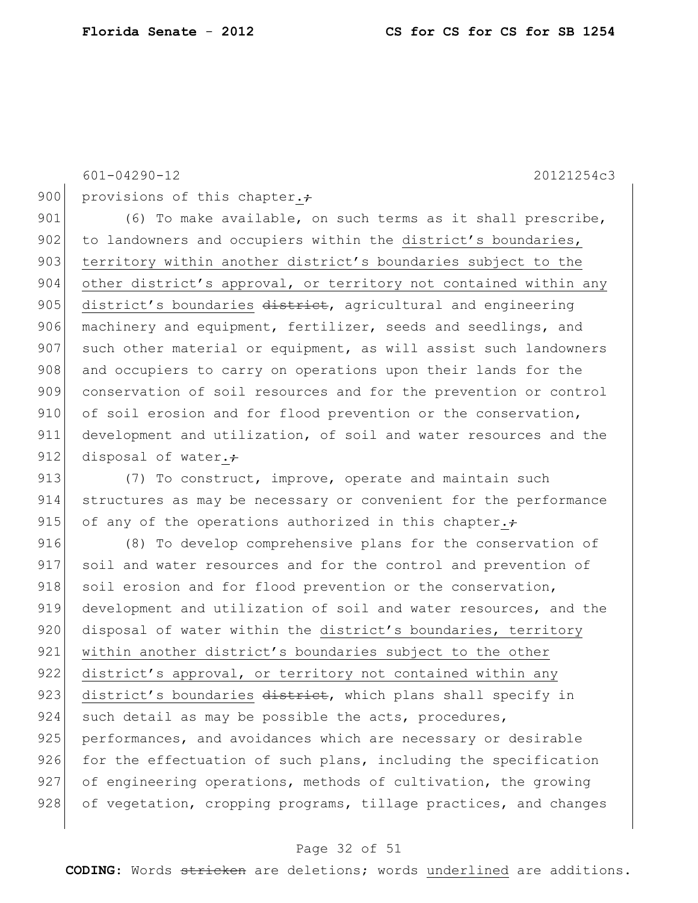provisions of this chapter.~~;~~

(6) To make available, on such terms as it shall prescribe, to landowners and occupiers within the <u>district's boundaries, territory within another district's boundaries subject to the other district's approval, or territory not contained within any district's boundaries</u> ~~district~~, agricultural and engineering machinery and equipment, fertilizer, seeds and seedlings, and such other material or equipment, as will assist such landowners and occupiers to carry on operations upon their lands for the conservation of soil resources and for the prevention or control of soil erosion and for flood prevention or the conservation, development and utilization, of soil and water resources and the disposal of water.~~;~~

(7) To construct, improve, operate and maintain such structures as may be necessary or convenient for the performance of any of the operations authorized in this chapter.~~;~~

(8) To develop comprehensive plans for the conservation of soil and water resources and for the control and prevention of soil erosion and for flood prevention or the conservation, development and utilization of soil and water resources, and the disposal of water within the <u>district's boundaries, territory within another district's boundaries subject to the other district's approval, or territory not contained within any district's boundaries</u> ~~district~~, which plans shall specify in such detail as may be possible the acts, procedures, performances, and avoidances which are necessary or desirable for the effectuation of such plans, including the specification of engineering operations, methods of cultivation, the growing of vegetation, cropping programs, tillage practices, and changes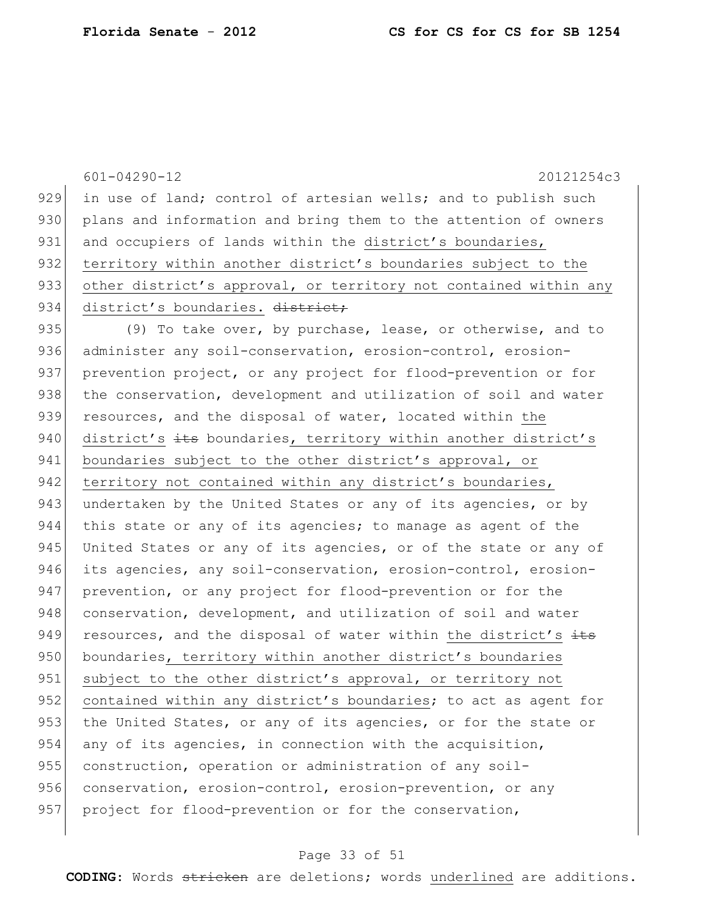in use of land; control of artesian wells; and to publish such plans and information and bring them to the attention of owners and occupiers of lands within the <u>district's boundaries, territory within another district's boundaries subject to the other district's approval, or territory not contained within any district's boundaries.</u> ~~district;~~

(9) To take over, by purchase, lease, or otherwise, and to administer any soil-conservation, erosion-control, erosion-prevention project, or any project for flood-prevention or for the conservation, development and utilization of soil and water resources, and the disposal of water, located within <u>the district's</u> ~~its~~ boundaries<u>, territory within another district's boundaries subject to the other district's approval, or territory not contained within any district's boundaries,</u> undertaken by the United States or any of its agencies, or by this state or any of its agencies; to manage as agent of the United States or any of its agencies, or of the state or any of its agencies, any soil-conservation, erosion-control, erosion-prevention, or any project for flood-prevention or for the conservation, development, and utilization of soil and water resources, and the disposal of water within <u>the district's</u> ~~its~~ boundaries<u>, territory within another district's boundaries subject to the other district's approval, or territory not contained within any district's boundaries</u>; to act as agent for the United States, or any of its agencies, or for the state or any of its agencies, in connection with the acquisition, construction, operation or administration of any soil-conservation, erosion-control, erosion-prevention, or any project for flood-prevention or for the conservation,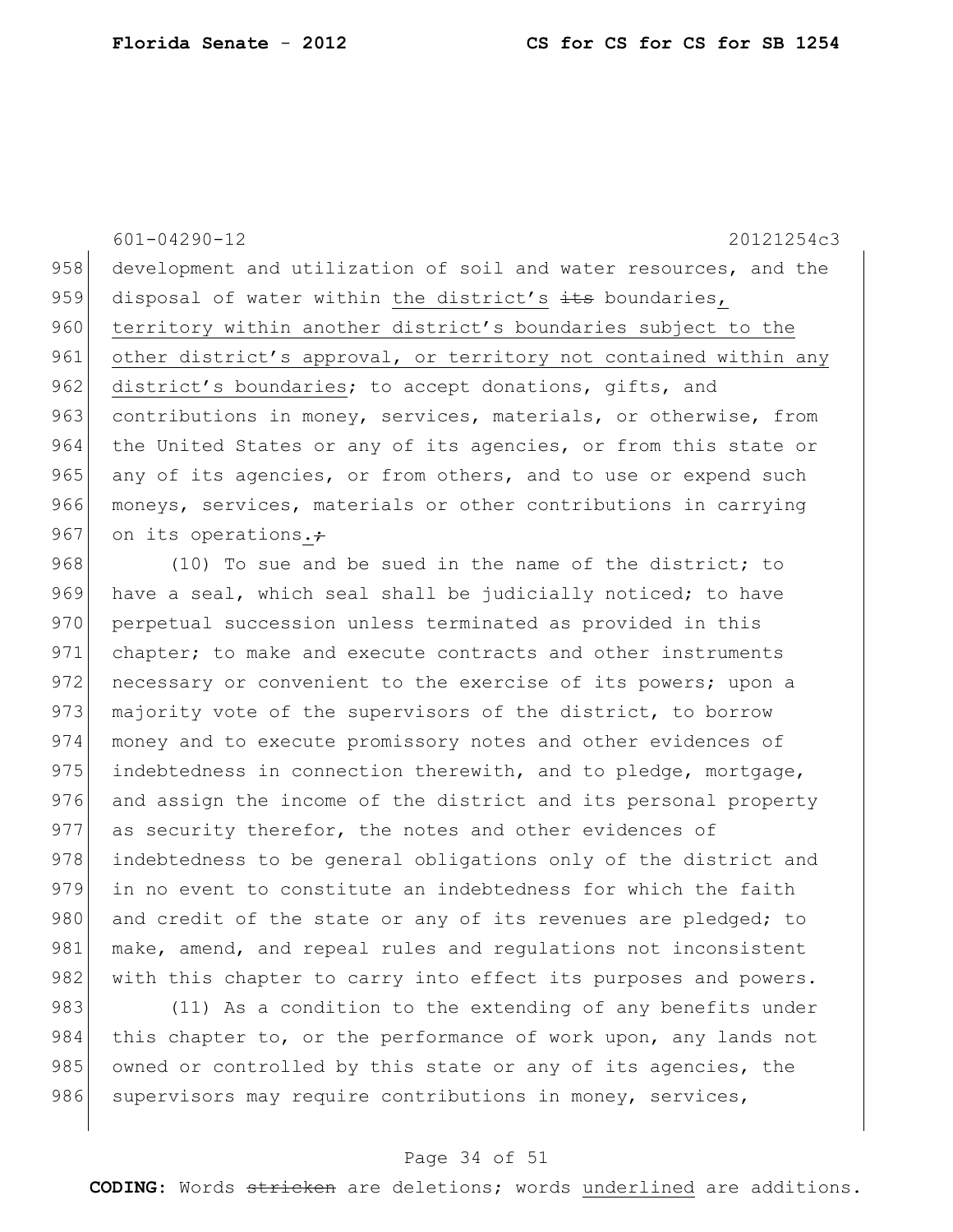development and utilization of soil and water resources, and the disposal of water within the district's ~~its~~ boundaries, territory within another district's boundaries subject to the other district's approval, or territory not contained within any district's boundaries; to accept donations, gifts, and contributions in money, services, materials, or otherwise, from the United States or any of its agencies, or from this state or any of its agencies, or from others, and to use or expend such moneys, services, materials or other contributions in carrying on its operations.~~;~~

(10) To sue and be sued in the name of the district; to have a seal, which seal shall be judicially noticed; to have perpetual succession unless terminated as provided in this chapter; to make and execute contracts and other instruments necessary or convenient to the exercise of its powers; upon a majority vote of the supervisors of the district, to borrow money and to execute promissory notes and other evidences of indebtedness in connection therewith, and to pledge, mortgage, and assign the income of the district and its personal property as security therefor, the notes and other evidences of indebtedness to be general obligations only of the district and in no event to constitute an indebtedness for which the faith and credit of the state or any of its revenues are pledged; to make, amend, and repeal rules and regulations not inconsistent with this chapter to carry into effect its purposes and powers.

(11) As a condition to the extending of any benefits under this chapter to, or the performance of work upon, any lands not owned or controlled by this state or any of its agencies, the supervisors may require contributions in money, services,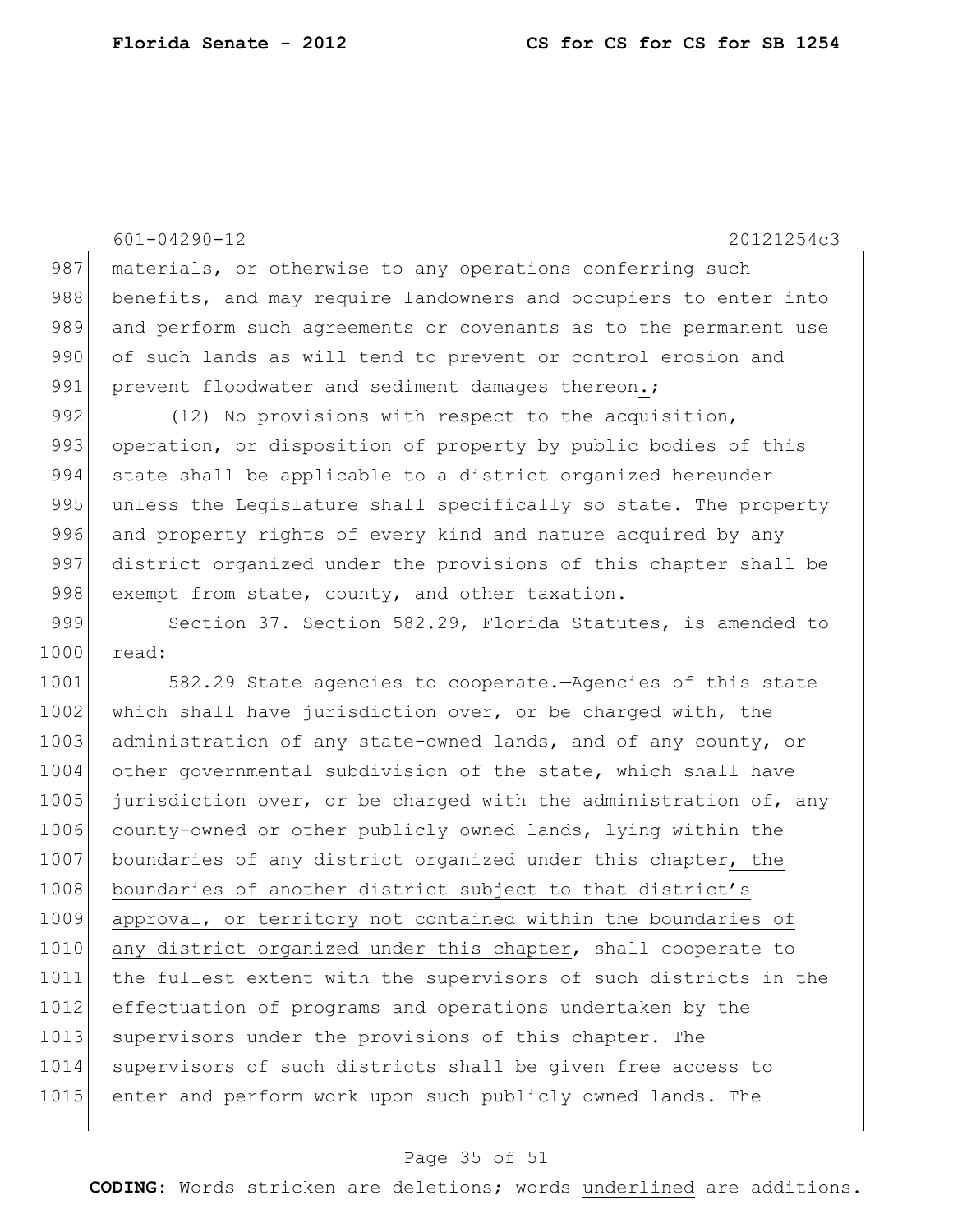materials, or otherwise to any operations conferring such benefits, and may require landowners and occupiers to enter into and perform such agreements or covenants as to the permanent use of such lands as will tend to prevent or control erosion and prevent floodwater and sediment damages thereon.~~;~~

(12) No provisions with respect to the acquisition, operation, or disposition of property by public bodies of this state shall be applicable to a district organized hereunder unless the Legislature shall specifically so state. The property and property rights of every kind and nature acquired by any district organized under the provisions of this chapter shall be exempt from state, county, and other taxation.

Section 37. Section 582.29, Florida Statutes, is amended to read:

582.29 State agencies to cooperate.—Agencies of this state which shall have jurisdiction over, or be charged with, the administration of any state-owned lands, and of any county, or other governmental subdivision of the state, which shall have jurisdiction over, or be charged with the administration of, any county-owned or other publicly owned lands, lying within the boundaries of any district organized under this chapter<u>, the boundaries of another district subject to that district's approval, or territory not contained within the boundaries of any district organized under this chapter</u>, shall cooperate to the fullest extent with the supervisors of such districts in the effectuation of programs and operations undertaken by the supervisors under the provisions of this chapter. The supervisors of such districts shall be given free access to enter and perform work upon such publicly owned lands. The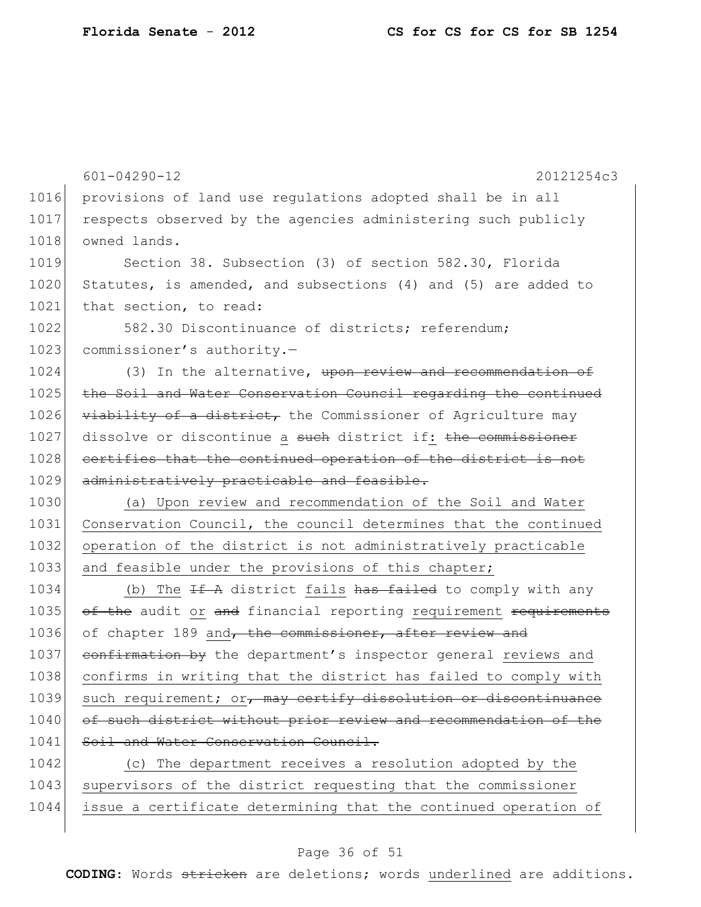601-04290-12 20121254c3

1016 provisions of land use regulations adopted shall be in all
1017 respects observed by the agencies administering such publicly
1018 owned lands.

1019 Section 38. Subsection (3) of section 582.30, Florida
1020 Statutes, is amended, and subsections (4) and (5) are added to
1021 that section, to read:

1022 582.30 Discontinuance of districts; referendum;
1023 commissioner's authority.—

1024 (3) In the alternative, ~~upon review and recommendation of~~
1025 ~~the Soil and Water Conservation Council regarding the continued~~
1026 ~~viability of a district,~~ the Commissioner of Agriculture may
1027 dissolve or discontinue <u>a</u> ~~such~~ district if<u>:</u> ~~the commissioner~~
1028 ~~certifies that the continued operation of the district is not~~
1029 ~~administratively practicable and feasible.~~

1030 <u>(a) Upon review and recommendation of the Soil and Water</u>
1031 <u>Conservation Council, the council determines that the continued</u>
1032 <u>operation of the district is not administratively practicable</u>
1033 <u>and feasible under the provisions of this chapter;</u>

1034 <u>(b) The</u> ~~If A~~ district <u>fails</u> ~~has failed~~ to comply with any
1035 ~~of the~~ audit <u>or</u> ~~and~~ financial reporting <u>requirement</u> ~~requirements~~
1036 of chapter 189 <u>and</u>~~, the commissioner, after review and~~
1037 ~~confirmation by~~ the department's inspector general <u>reviews and</u>
1038 <u>confirms in writing that the district has failed to comply with</u>
1039 <u>such requirement; or</u>~~, may certify dissolution or discontinuance~~
1040 ~~of such district without prior review and recommendation of the~~
1041 ~~Soil and Water Conservation Council.~~

1042 <u>(c) The department receives a resolution adopted by the</u>
1043 <u>supervisors of the district requesting that the commissioner</u>
1044 <u>issue a certificate determining that the continued operation of</u>

**CODING:** Words ~~stricken~~ are deletions; words <u>underlined</u> are additions.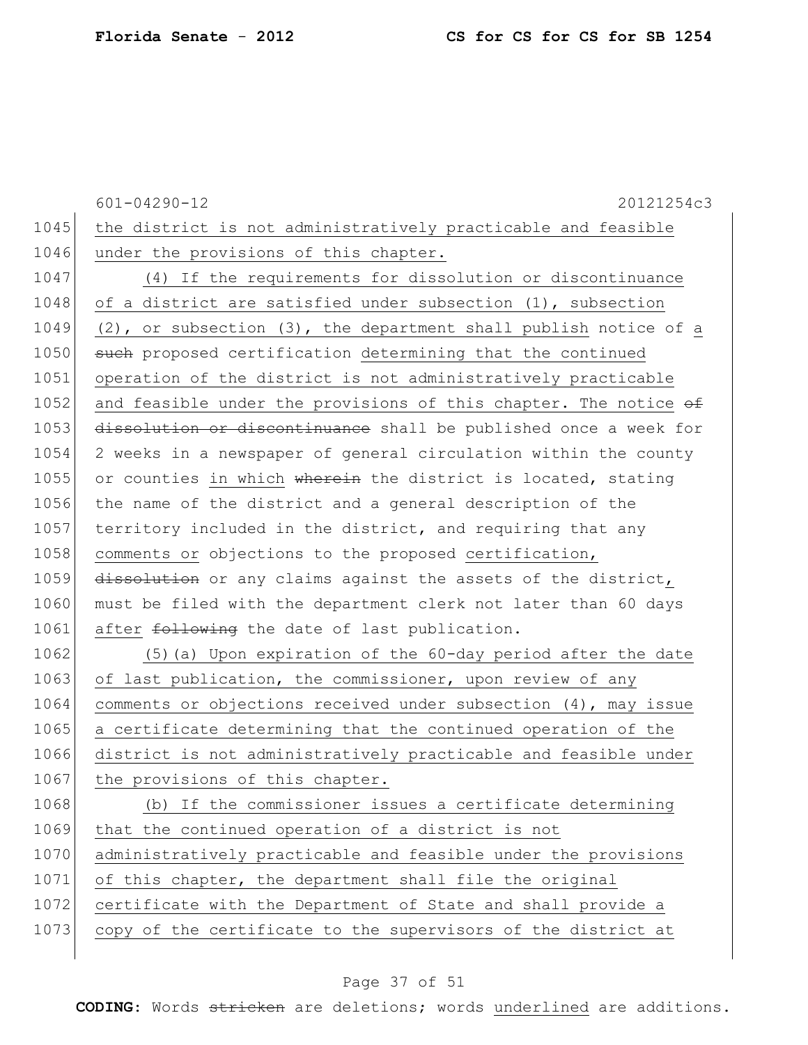the district is not administratively practicable and feasible under the provisions of this chapter.

(4) If the requirements for dissolution or discontinuance of a district are satisfied under subsection (1), subsection (2), or subsection (3), the department shall publish notice of a ~~such~~ proposed certification determining that the continued operation of the district is not administratively practicable and feasible under the provisions of this chapter. The notice ~~of dissolution or discontinuance~~ shall be published once a week for 2 weeks in a newspaper of general circulation within the county or counties in which ~~wherein~~ the district is located, stating the name of the district and a general description of the territory included in the district, and requiring that any comments or objections to the proposed certification, ~~dissolution~~ or any claims against the assets of the district, must be filed with the department clerk not later than 60 days after ~~following~~ the date of last publication.

(5)(a) Upon expiration of the 60-day period after the date of last publication, the commissioner, upon review of any comments or objections received under subsection (4), may issue a certificate determining that the continued operation of the district is not administratively practicable and feasible under the provisions of this chapter.

(b) If the commissioner issues a certificate determining that the continued operation of a district is not administratively practicable and feasible under the provisions of this chapter, the department shall file the original certificate with the Department of State and shall provide a copy of the certificate to the supervisors of the district at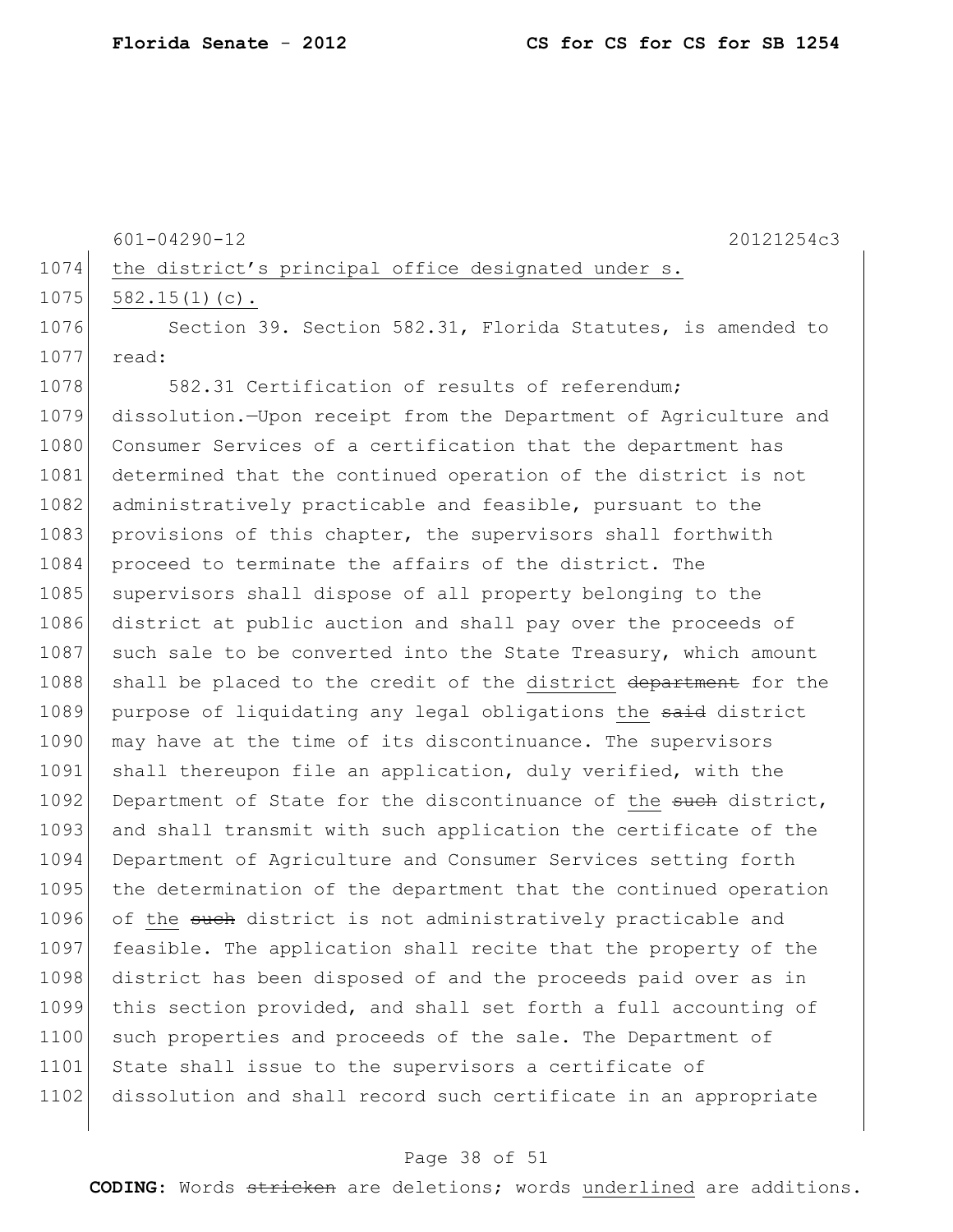601-04290-12 20121254c3

the district's principal office designated under s. 582.15(1)(c).

Section 39. Section 582.31, Florida Statutes, is amended to read:

582.31 Certification of results of referendum; dissolution.—Upon receipt from the Department of Agriculture and Consumer Services of a certification that the department has determined that the continued operation of the district is not administratively practicable and feasible, pursuant to the provisions of this chapter, the supervisors shall forthwith proceed to terminate the affairs of the district. The supervisors shall dispose of all property belonging to the district at public auction and shall pay over the proceeds of such sale to be converted into the State Treasury, which amount shall be placed to the credit of the district ~~department~~ for the purpose of liquidating any legal obligations the ~~said~~ district may have at the time of its discontinuance. The supervisors shall thereupon file an application, duly verified, with the Department of State for the discontinuance of the ~~such~~ district, and shall transmit with such application the certificate of the Department of Agriculture and Consumer Services setting forth the determination of the department that the continued operation of the ~~such~~ district is not administratively practicable and feasible. The application shall recite that the property of the district has been disposed of and the proceeds paid over as in this section provided, and shall set forth a full accounting of such properties and proceeds of the sale. The Department of State shall issue to the supervisors a certificate of dissolution and shall record such certificate in an appropriate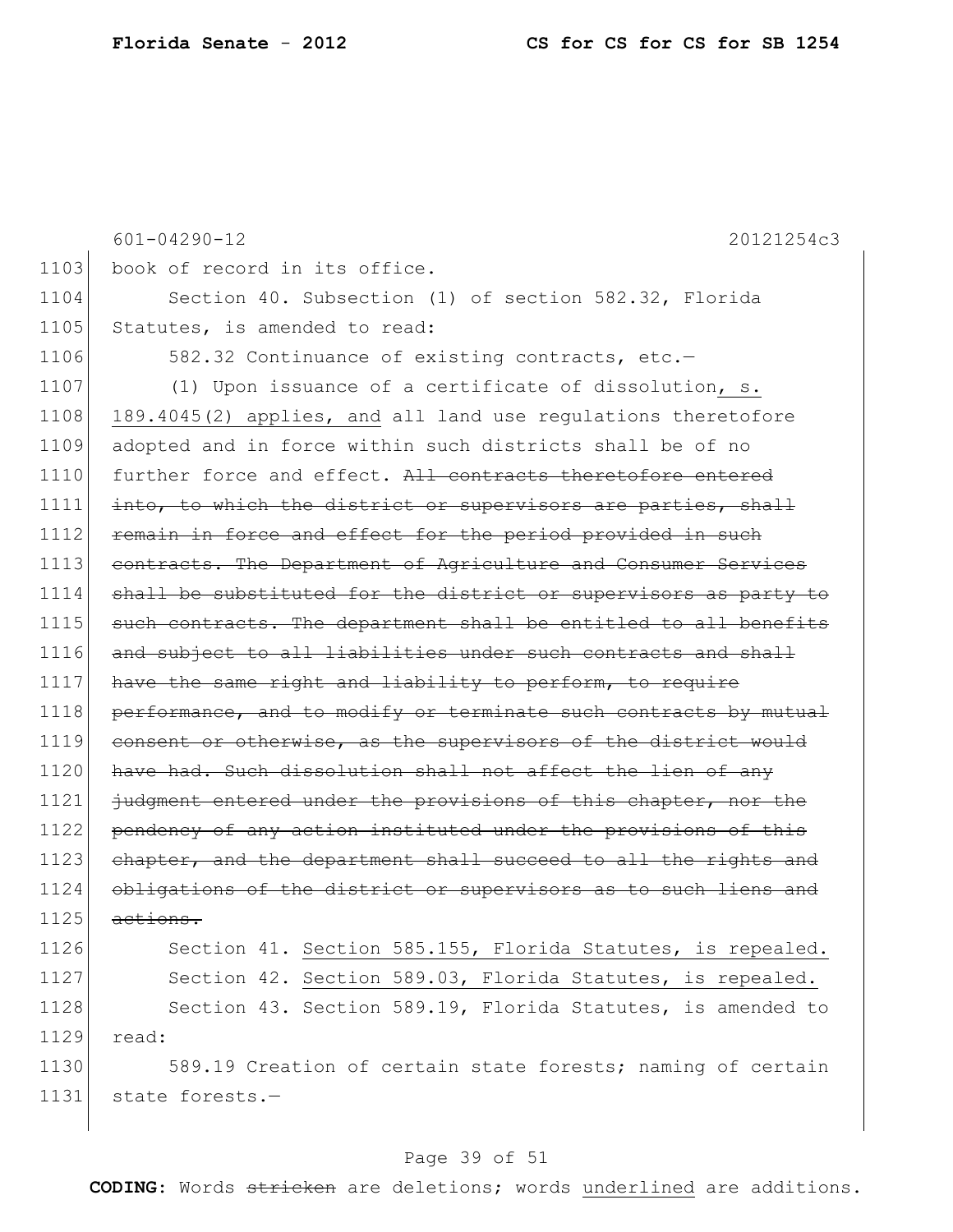book of record in its office.

Section 40. Subsection (1) of section 582.32, Florida Statutes, is amended to read:

582.32 Continuance of existing contracts, etc.—

(1) Upon issuance of a certificate of dissolution, s. 189.4045(2) applies, and all land use regulations theretofore adopted and in force within such districts shall be of no further force and effect. ~~All contracts theretofore entered into, to which the district or supervisors are parties, shall remain in force and effect for the period provided in such contracts. The Department of Agriculture and Consumer Services shall be substituted for the district or supervisors as party to such contracts. The department shall be entitled to all benefits and subject to all liabilities under such contracts and shall have the same right and liability to perform, to require performance, and to modify or terminate such contracts by mutual consent or otherwise, as the supervisors of the district would have had. Such dissolution shall not affect the lien of any judgment entered under the provisions of this chapter, nor the pendency of any action instituted under the provisions of this chapter, and the department shall succeed to all the rights and obligations of the district or supervisors as to such liens and actions.~~

Section 41. Section 585.155, Florida Statutes, is repealed.

Section 42. Section 589.03, Florida Statutes, is repealed.

Section 43. Section 589.19, Florida Statutes, is amended to read:

589.19 Creation of certain state forests; naming of certain state forests.—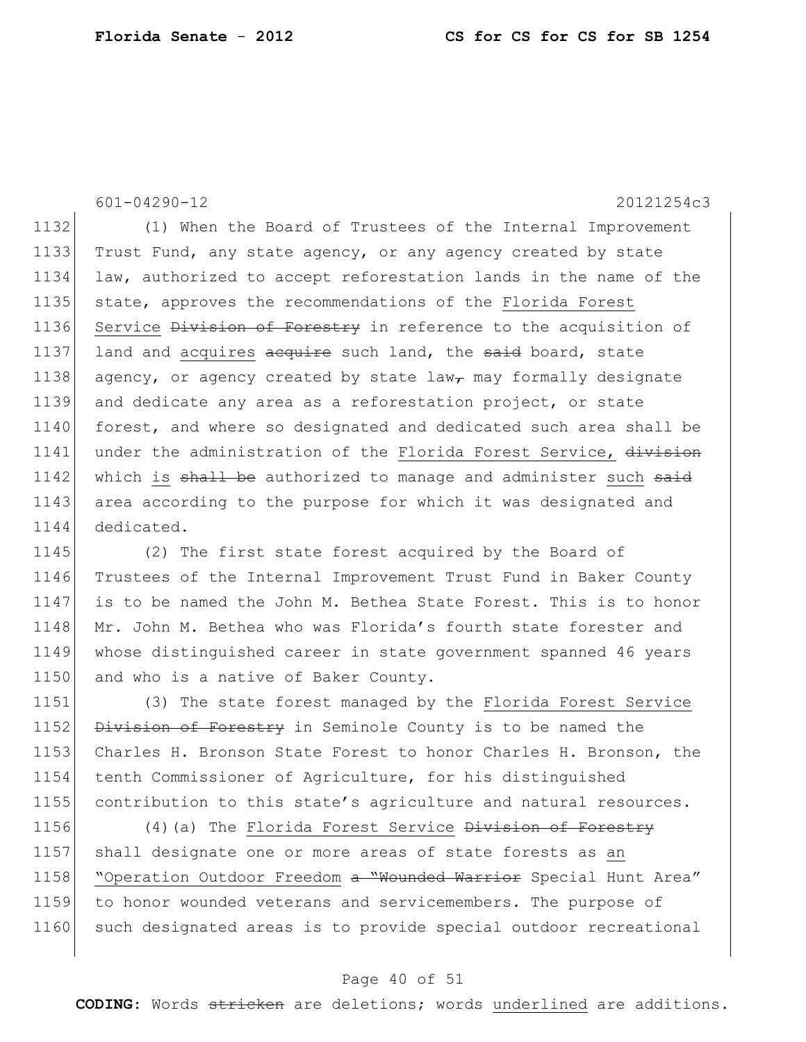(1) When the Board of Trustees of the Internal Improvement Trust Fund, any state agency, or any agency created by state law, authorized to accept reforestation lands in the name of the state, approves the recommendations of the <u>Florida Forest Service</u> ~~Division of Forestry~~ in reference to the acquisition of land and <u>acquires</u> ~~acquire~~ such land, the ~~said~~ board, state agency, or agency created by state law~~,~~ may formally designate and dedicate any area as a reforestation project, or state forest, and where so designated and dedicated such area shall be under the administration of the <u>Florida Forest Service,</u> ~~division~~ which <u>is</u> ~~shall be~~ authorized to manage and administer <u>such</u> ~~said~~ area according to the purpose for which it was designated and dedicated.

(2) The first state forest acquired by the Board of Trustees of the Internal Improvement Trust Fund in Baker County is to be named the John M. Bethea State Forest. This is to honor Mr. John M. Bethea who was Florida's fourth state forester and whose distinguished career in state government spanned 46 years and who is a native of Baker County.

(3) The state forest managed by the <u>Florida Forest Service</u> ~~Division of Forestry~~ in Seminole County is to be named the Charles H. Bronson State Forest to honor Charles H. Bronson, the tenth Commissioner of Agriculture, for his distinguished contribution to this state's agriculture and natural resources.

(4)(a) The <u>Florida Forest Service</u> ~~Division of Forestry~~ shall designate one or more areas of state forests as <u>an</u> <u>"Operation Outdoor Freedom</u> ~~a "Wounded Warrior~~ Special Hunt Area" to honor wounded veterans and servicemembers. The purpose of such designated areas is to provide special outdoor recreational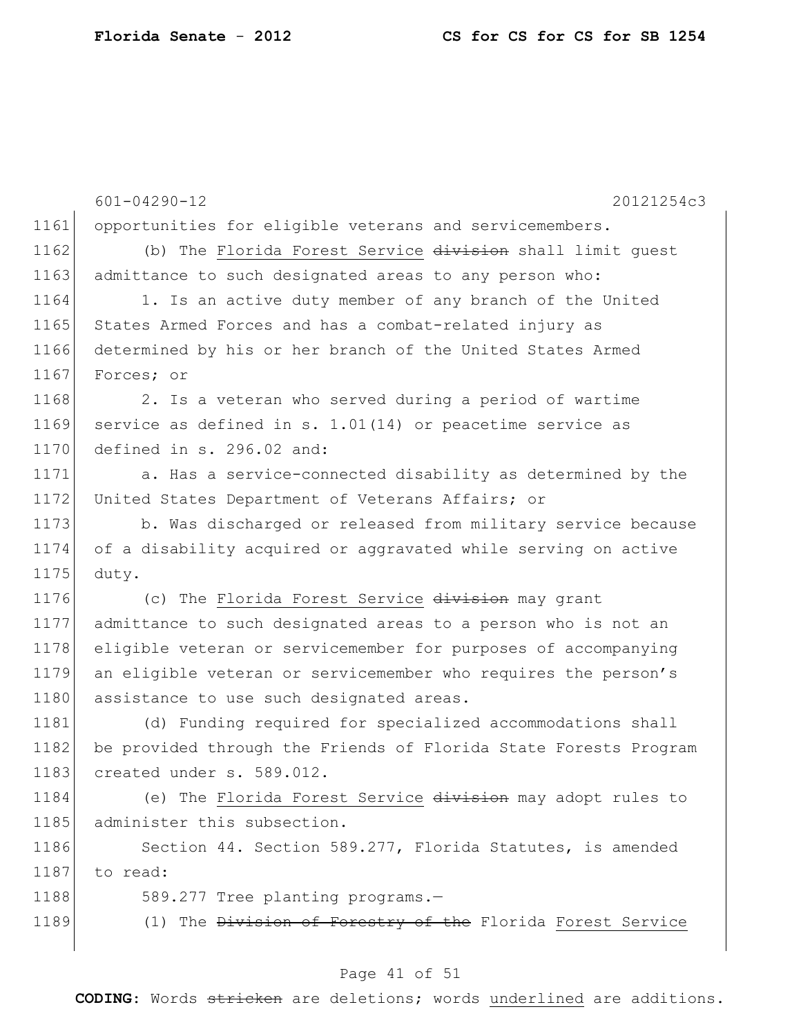601-04290-12 20121254c3

1161 opportunities for eligible veterans and servicemembers.

1162 (b) The <u>Florida Forest Service</u> ~~division~~ shall limit guest
1163 admittance to such designated areas to any person who:

1164 1. Is an active duty member of any branch of the United
1165 States Armed Forces and has a combat-related injury as
1166 determined by his or her branch of the United States Armed
1167 Forces; or

1168 2. Is a veteran who served during a period of wartime
1169 service as defined in s. 1.01(14) or peacetime service as
1170 defined in s. 296.02 and:

1171 a. Has a service-connected disability as determined by the
1172 United States Department of Veterans Affairs; or

1173 b. Was discharged or released from military service because
1174 of a disability acquired or aggravated while serving on active
1175 duty.

1176 (c) The <u>Florida Forest Service</u> ~~division~~ may grant
1177 admittance to such designated areas to a person who is not an
1178 eligible veteran or servicemember for purposes of accompanying
1179 an eligible veteran or servicemember who requires the person's
1180 assistance to use such designated areas.

1181 (d) Funding required for specialized accommodations shall
1182 be provided through the Friends of Florida State Forests Program
1183 created under s. 589.012.

1184 (e) The <u>Florida Forest Service</u> ~~division~~ may adopt rules to
1185 administer this subsection.

1186 Section 44. Section 589.277, Florida Statutes, is amended
1187 to read:

1188 589.277 Tree planting programs.—

1189 (1) The ~~Division of Forestry of the~~ Florida <u>Forest Service</u>

**CODING:** Words ~~stricken~~ are deletions; words <u>underlined</u> are additions.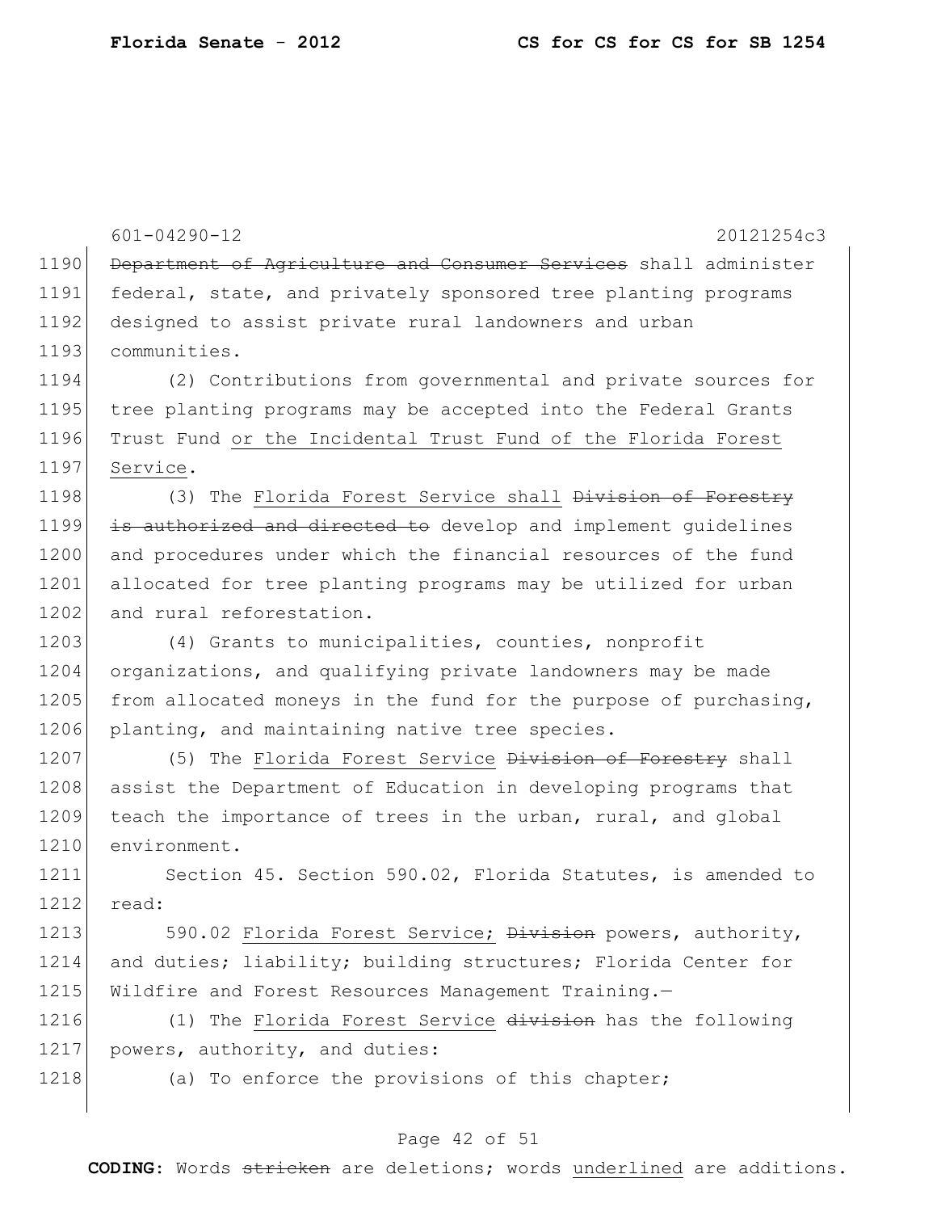~~Department of Agriculture and Consumer Services~~ shall administer federal, state, and privately sponsored tree planting programs designed to assist private rural landowners and urban communities.

(2) Contributions from governmental and private sources for tree planting programs may be accepted into the Federal Grants Trust Fund <u>or the Incidental Trust Fund of the Florida Forest Service</u>.

(3) The <u>Florida Forest Service shall</u> ~~Division of Forestry is authorized and directed to~~ develop and implement guidelines and procedures under which the financial resources of the fund allocated for tree planting programs may be utilized for urban and rural reforestation.

(4) Grants to municipalities, counties, nonprofit organizations, and qualifying private landowners may be made from allocated moneys in the fund for the purpose of purchasing, planting, and maintaining native tree species.

(5) The <u>Florida Forest Service</u> ~~Division of Forestry~~ shall assist the Department of Education in developing programs that teach the importance of trees in the urban, rural, and global environment.

Section 45. Section 590.02, Florida Statutes, is amended to read:

590.02 <u>Florida Forest Service;</u> ~~Division~~ powers, authority, and duties; liability; building structures; Florida Center for Wildfire and Forest Resources Management Training.—

(1) The <u>Florida Forest Service</u> ~~division~~ has the following powers, authority, and duties:

(a) To enforce the provisions of this chapter;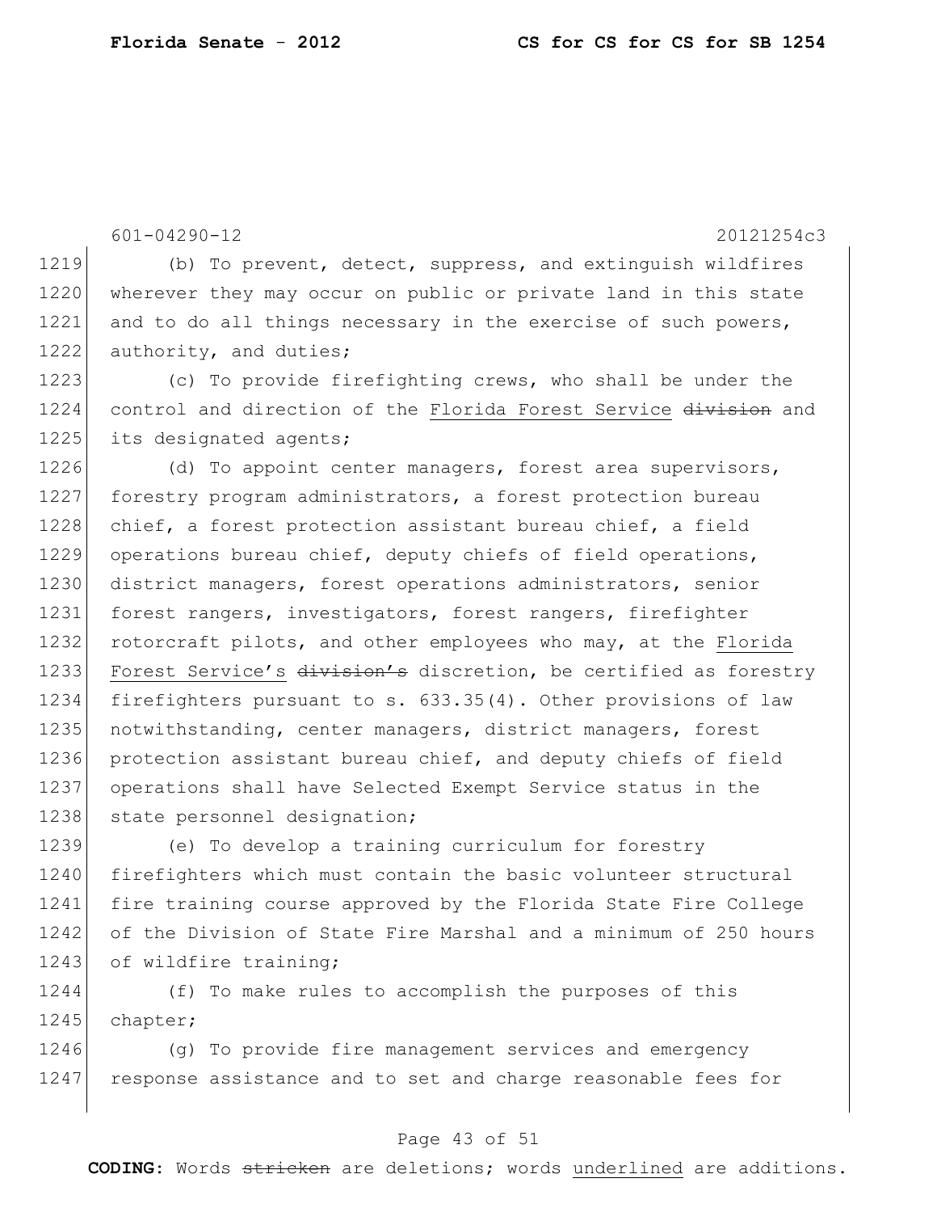601-04290-12 20121254c3

(b) To prevent, detect, suppress, and extinguish wildfires wherever they may occur on public or private land in this state and to do all things necessary in the exercise of such powers, authority, and duties;

(c) To provide firefighting crews, who shall be under the control and direction of the <u>Florida Forest Service</u> ~~division~~ and its designated agents;

(d) To appoint center managers, forest area supervisors, forestry program administrators, a forest protection bureau chief, a forest protection assistant bureau chief, a field operations bureau chief, deputy chiefs of field operations, district managers, forest operations administrators, senior forest rangers, investigators, forest rangers, firefighter rotorcraft pilots, and other employees who may, at the <u>Florida Forest Service's</u> ~~division's~~ discretion, be certified as forestry firefighters pursuant to s. 633.35(4). Other provisions of law notwithstanding, center managers, district managers, forest protection assistant bureau chief, and deputy chiefs of field operations shall have Selected Exempt Service status in the state personnel designation;

(e) To develop a training curriculum for forestry firefighters which must contain the basic volunteer structural fire training course approved by the Florida State Fire College of the Division of State Fire Marshal and a minimum of 250 hours of wildfire training;

(f) To make rules to accomplish the purposes of this chapter;

(g) To provide fire management services and emergency response assistance and to set and charge reasonable fees for

**CODING:** Words ~~stricken~~ are deletions; words <u>underlined</u> are additions.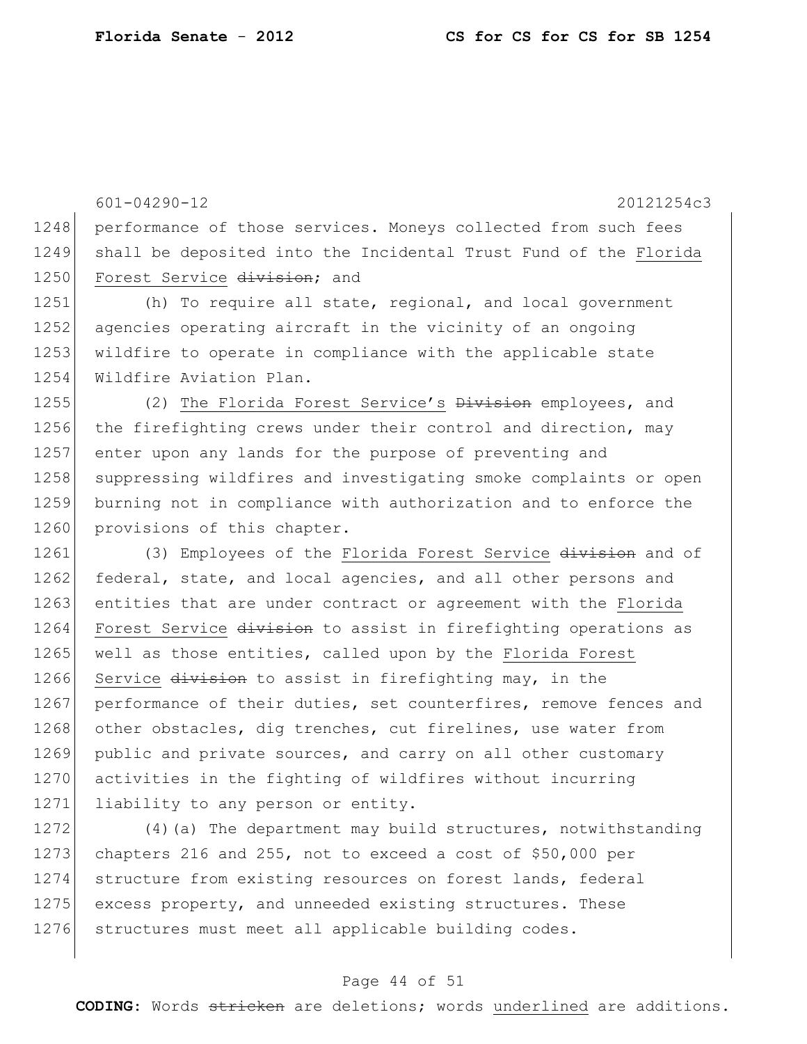performance of those services. Moneys collected from such fees shall be deposited into the Incidental Trust Fund of the Florida Forest Service ~~division~~; and

(h) To require all state, regional, and local government agencies operating aircraft in the vicinity of an ongoing wildfire to operate in compliance with the applicable state Wildfire Aviation Plan.

(2) The Florida Forest Service's ~~Division~~ employees, and the firefighting crews under their control and direction, may enter upon any lands for the purpose of preventing and suppressing wildfires and investigating smoke complaints or open burning not in compliance with authorization and to enforce the provisions of this chapter.

(3) Employees of the Florida Forest Service ~~division~~ and of federal, state, and local agencies, and all other persons and entities that are under contract or agreement with the Florida Forest Service ~~division~~ to assist in firefighting operations as well as those entities, called upon by the Florida Forest Service ~~division~~ to assist in firefighting may, in the performance of their duties, set counterfires, remove fences and other obstacles, dig trenches, cut firelines, use water from public and private sources, and carry on all other customary activities in the fighting of wildfires without incurring liability to any person or entity.

(4)(a) The department may build structures, notwithstanding chapters 216 and 255, not to exceed a cost of $50,000 per structure from existing resources on forest lands, federal excess property, and unneeded existing structures. These structures must meet all applicable building codes.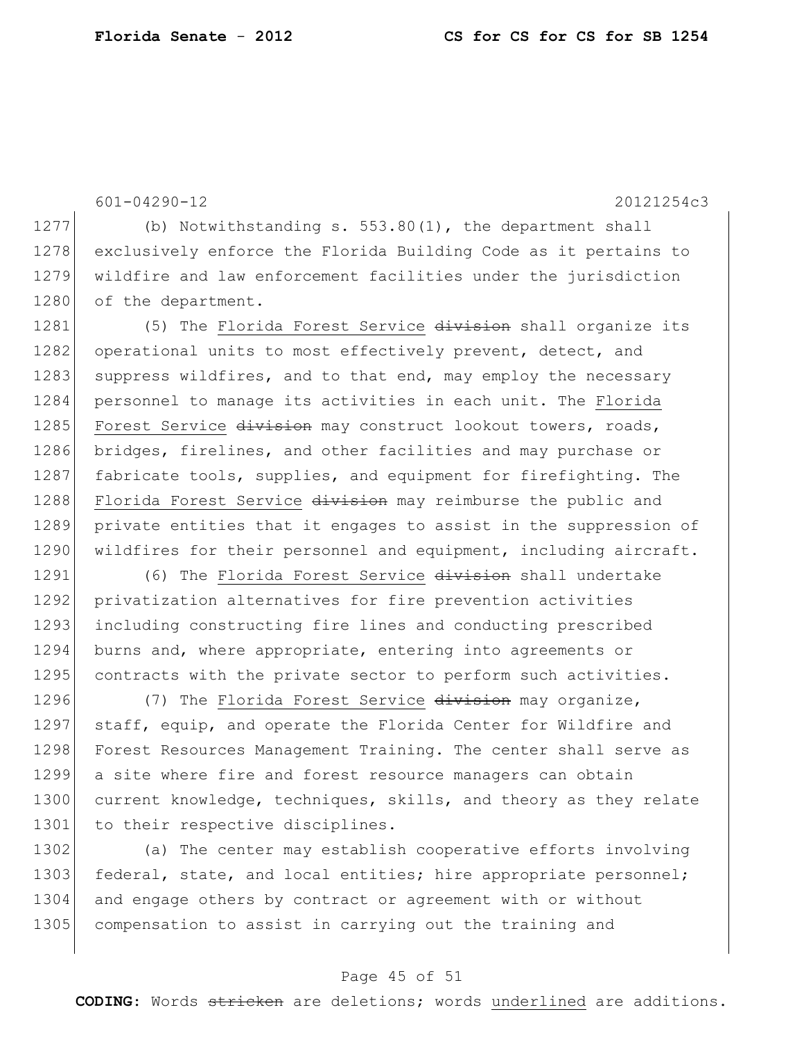(b) Notwithstanding s. 553.80(1), the department shall exclusively enforce the Florida Building Code as it pertains to wildfire and law enforcement facilities under the jurisdiction of the department.

(5) The Florida Forest Service ~~division~~ shall organize its operational units to most effectively prevent, detect, and suppress wildfires, and to that end, may employ the necessary personnel to manage its activities in each unit. The Florida Forest Service ~~division~~ may construct lookout towers, roads, bridges, firelines, and other facilities and may purchase or fabricate tools, supplies, and equipment for firefighting. The Florida Forest Service ~~division~~ may reimburse the public and private entities that it engages to assist in the suppression of wildfires for their personnel and equipment, including aircraft.

(6) The Florida Forest Service ~~division~~ shall undertake privatization alternatives for fire prevention activities including constructing fire lines and conducting prescribed burns and, where appropriate, entering into agreements or contracts with the private sector to perform such activities.

(7) The Florida Forest Service ~~division~~ may organize, staff, equip, and operate the Florida Center for Wildfire and Forest Resources Management Training. The center shall serve as a site where fire and forest resource managers can obtain current knowledge, techniques, skills, and theory as they relate to their respective disciplines.

(a) The center may establish cooperative efforts involving federal, state, and local entities; hire appropriate personnel; and engage others by contract or agreement with or without compensation to assist in carrying out the training and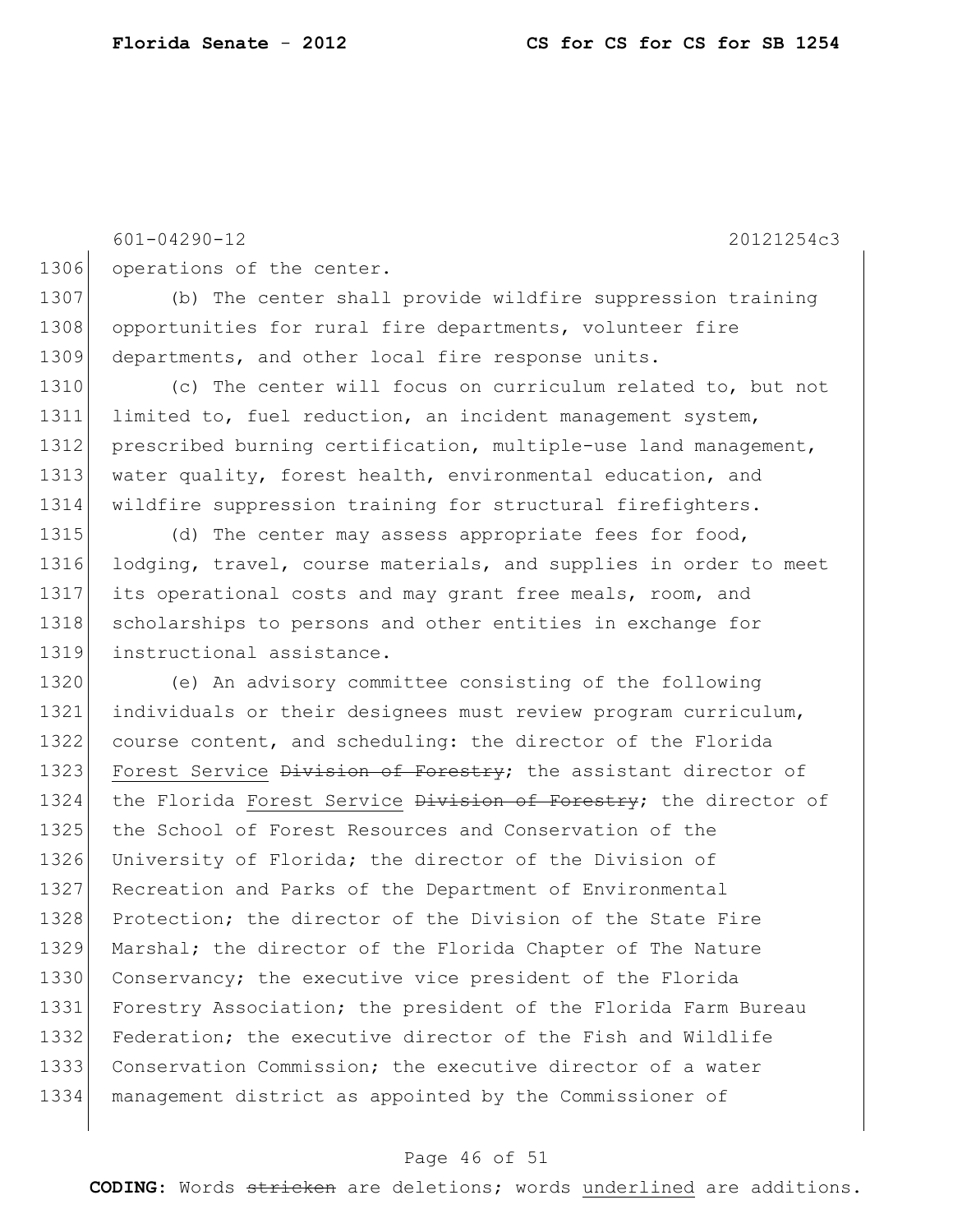operations of the center.

(b) The center shall provide wildfire suppression training opportunities for rural fire departments, volunteer fire departments, and other local fire response units.

(c) The center will focus on curriculum related to, but not limited to, fuel reduction, an incident management system, prescribed burning certification, multiple-use land management, water quality, forest health, environmental education, and wildfire suppression training for structural firefighters.

(d) The center may assess appropriate fees for food, lodging, travel, course materials, and supplies in order to meet its operational costs and may grant free meals, room, and scholarships to persons and other entities in exchange for instructional assistance.

(e) An advisory committee consisting of the following individuals or their designees must review program curriculum, course content, and scheduling: the director of the Florida <u>Forest Service</u> ~~Division of Forestry~~; the assistant director of the Florida <u>Forest Service</u> ~~Division of Forestry~~; the director of the School of Forest Resources and Conservation of the University of Florida; the director of the Division of Recreation and Parks of the Department of Environmental Protection; the director of the Division of the State Fire Marshal; the director of the Florida Chapter of The Nature Conservancy; the executive vice president of the Florida Forestry Association; the president of the Florida Farm Bureau Federation; the executive director of the Fish and Wildlife Conservation Commission; the executive director of a water management district as appointed by the Commissioner of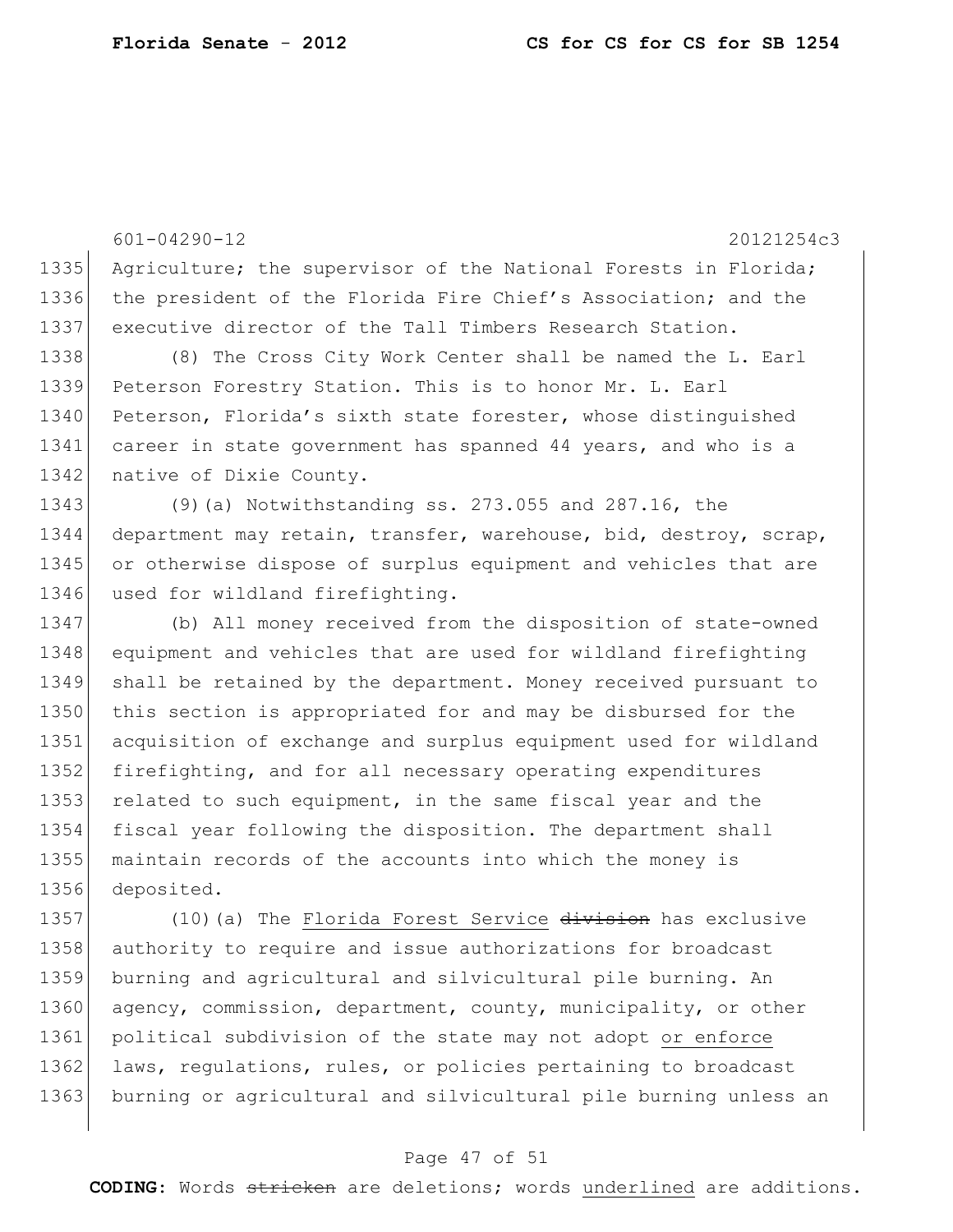601-04290-12 20121254c3

Agriculture; the supervisor of the National Forests in Florida; the president of the Florida Fire Chief's Association; and the executive director of the Tall Timbers Research Station.

(8) The Cross City Work Center shall be named the L. Earl Peterson Forestry Station. This is to honor Mr. L. Earl Peterson, Florida's sixth state forester, whose distinguished career in state government has spanned 44 years, and who is a native of Dixie County.

(9)(a) Notwithstanding ss. 273.055 and 287.16, the department may retain, transfer, warehouse, bid, destroy, scrap, or otherwise dispose of surplus equipment and vehicles that are used for wildland firefighting.

(b) All money received from the disposition of state-owned equipment and vehicles that are used for wildland firefighting shall be retained by the department. Money received pursuant to this section is appropriated for and may be disbursed for the acquisition of exchange and surplus equipment used for wildland firefighting, and for all necessary operating expenditures related to such equipment, in the same fiscal year and the fiscal year following the disposition. The department shall maintain records of the accounts into which the money is deposited.

(10)(a) The <u>Florida Forest Service</u> ~~division~~ has exclusive authority to require and issue authorizations for broadcast burning and agricultural and silvicultural pile burning. An agency, commission, department, county, municipality, or other political subdivision of the state may not adopt <u>or enforce</u> laws, regulations, rules, or policies pertaining to broadcast burning or agricultural and silvicultural pile burning unless an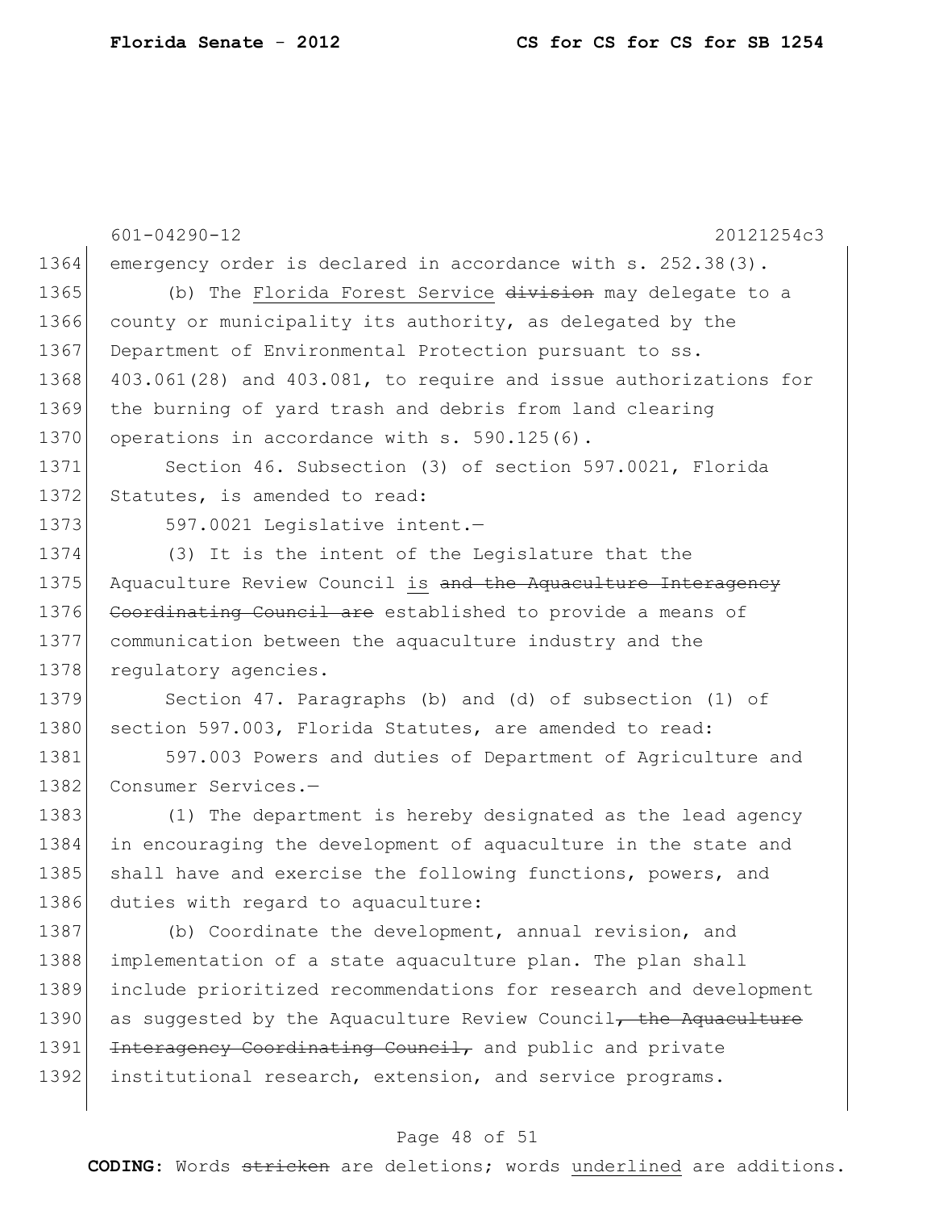emergency order is declared in accordance with s. 252.38(3).

(b) The <u>Florida Forest Service</u> ~~division~~ may delegate to a county or municipality its authority, as delegated by the Department of Environmental Protection pursuant to ss. 403.061(28) and 403.081, to require and issue authorizations for the burning of yard trash and debris from land clearing operations in accordance with s. 590.125(6).

Section 46. Subsection (3) of section 597.0021, Florida Statutes, is amended to read:

597.0021 Legislative intent.—

(3) It is the intent of the Legislature that the Aquaculture Review Council <u>is</u> ~~and the Aquaculture Interagency Coordinating Council are~~ established to provide a means of communication between the aquaculture industry and the regulatory agencies.

Section 47. Paragraphs (b) and (d) of subsection (1) of section 597.003, Florida Statutes, are amended to read:

597.003 Powers and duties of Department of Agriculture and Consumer Services.—

(1) The department is hereby designated as the lead agency in encouraging the development of aquaculture in the state and shall have and exercise the following functions, powers, and duties with regard to aquaculture:

(b) Coordinate the development, annual revision, and implementation of a state aquaculture plan. The plan shall include prioritized recommendations for research and development as suggested by the Aquaculture Review Council~~, the Aquaculture Interagency Coordinating Council,~~ and public and private institutional research, extension, and service programs.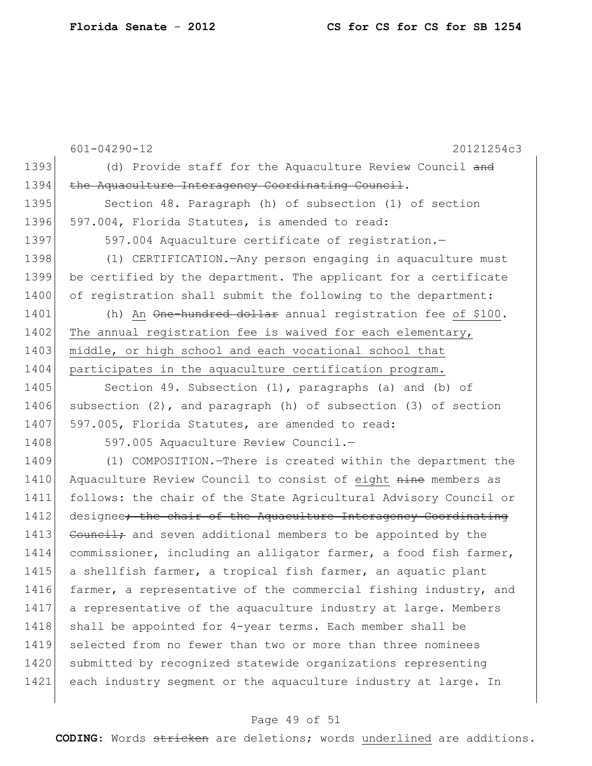601-04290-12 20121254c3

1393 (d) Provide staff for the Aquaculture Review Council ~~and~~
1394 ~~the Aquaculture Interagency Coordinating Council~~.

1395 Section 48. Paragraph (h) of subsection (1) of section
1396 597.004, Florida Statutes, is amended to read:

1397 597.004 Aquaculture certificate of registration.—

1398 (1) CERTIFICATION.—Any person engaging in aquaculture must
1399 be certified by the department. The applicant for a certificate
1400 of registration shall submit the following to the department:

1401 (h) An ~~One-hundred dollar~~ annual registration fee <u>of $100</u>.
1402 <u>The annual registration fee is waived for each elementary,</u>
1403 <u>middle, or high school and each vocational school that</u>
1404 <u>participates in the aquaculture certification program.</u>

1405 Section 49. Subsection (1), paragraphs (a) and (b) of
1406 subsection (2), and paragraph (h) of subsection (3) of section
1407 597.005, Florida Statutes, are amended to read:

1408 597.005 Aquaculture Review Council.—

1409 (1) COMPOSITION.—There is created within the department the
1410 Aquaculture Review Council to consist of <u>eight</u> ~~nine~~ members as
1411 follows: the chair of the State Agricultural Advisory Council or
1412 designee~~; the chair of the Aquaculture Interagency Coordinating~~
1413 ~~Council;~~ and seven additional members to be appointed by the
1414 commissioner, including an alligator farmer, a food fish farmer,
1415 a shellfish farmer, a tropical fish farmer, an aquatic plant
1416 farmer, a representative of the commercial fishing industry, and
1417 a representative of the aquaculture industry at large. Members
1418 shall be appointed for 4-year terms. Each member shall be
1419 selected from no fewer than two or more than three nominees
1420 submitted by recognized statewide organizations representing
1421 each industry segment or the aquaculture industry at large. In

**CODING:** Words ~~stricken~~ are deletions; words <u>underlined</u> are additions.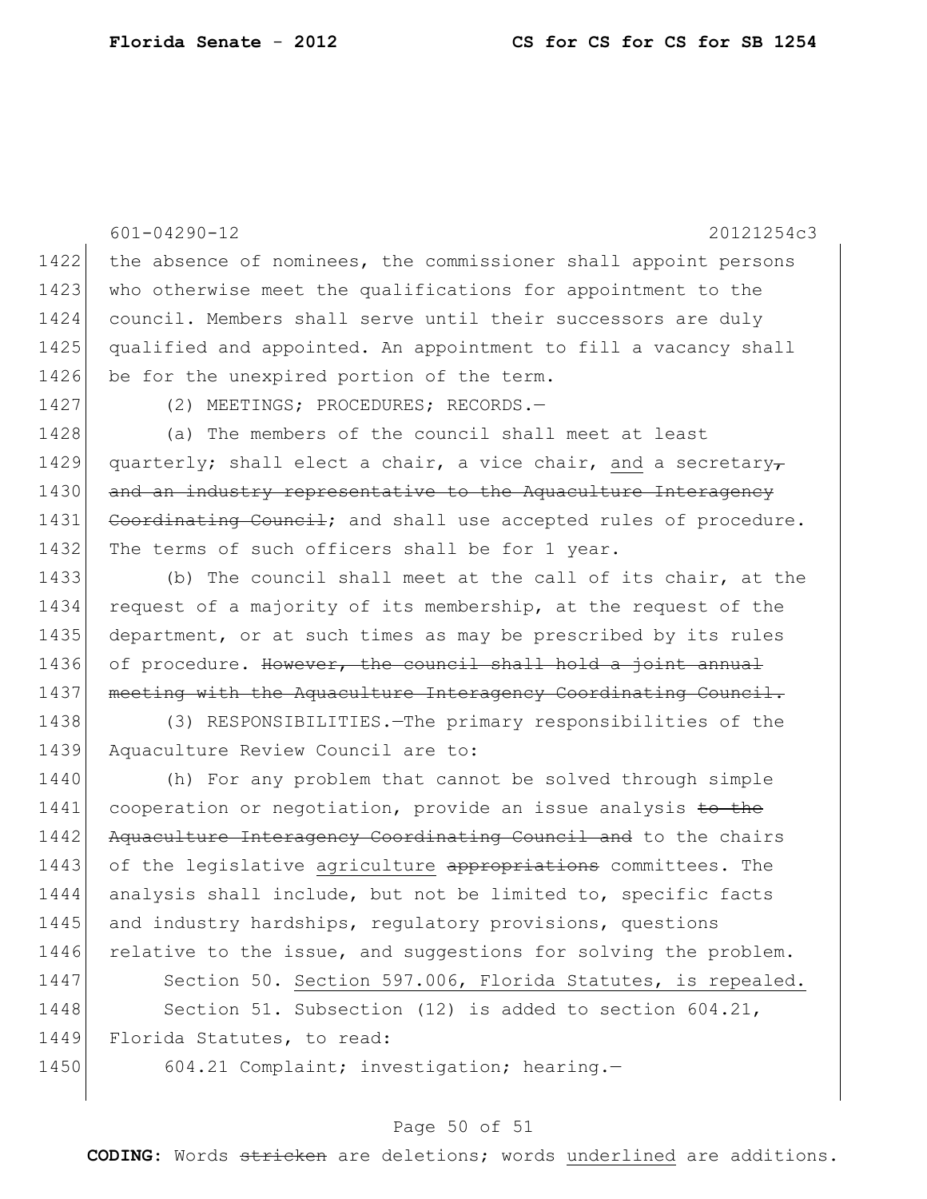the absence of nominees, the commissioner shall appoint persons who otherwise meet the qualifications for appointment to the council. Members shall serve until their successors are duly qualified and appointed. An appointment to fill a vacancy shall be for the unexpired portion of the term.

(2) MEETINGS; PROCEDURES; RECORDS.—

(a) The members of the council shall meet at least quarterly; shall elect a chair, a vice chair, <u>and</u> a secretary~~, and an industry representative to the Aquaculture Interagency Coordinating Council~~; and shall use accepted rules of procedure. The terms of such officers shall be for 1 year.

(b) The council shall meet at the call of its chair, at the request of a majority of its membership, at the request of the department, or at such times as may be prescribed by its rules of procedure. ~~However, the council shall hold a joint annual meeting with the Aquaculture Interagency Coordinating Council.~~

(3) RESPONSIBILITIES.—The primary responsibilities of the Aquaculture Review Council are to:

(h) For any problem that cannot be solved through simple cooperation or negotiation, provide an issue analysis ~~to the Aquaculture Interagency Coordinating Council and~~ to the chairs of the legislative <u>agriculture</u> ~~appropriations~~ committees. The analysis shall include, but not be limited to, specific facts and industry hardships, regulatory provisions, questions relative to the issue, and suggestions for solving the problem.

Section 50. <u>Section 597.006, Florida Statutes, is repealed.</u>

Section 51. Subsection (12) is added to section 604.21, Florida Statutes, to read:

604.21 Complaint; investigation; hearing.—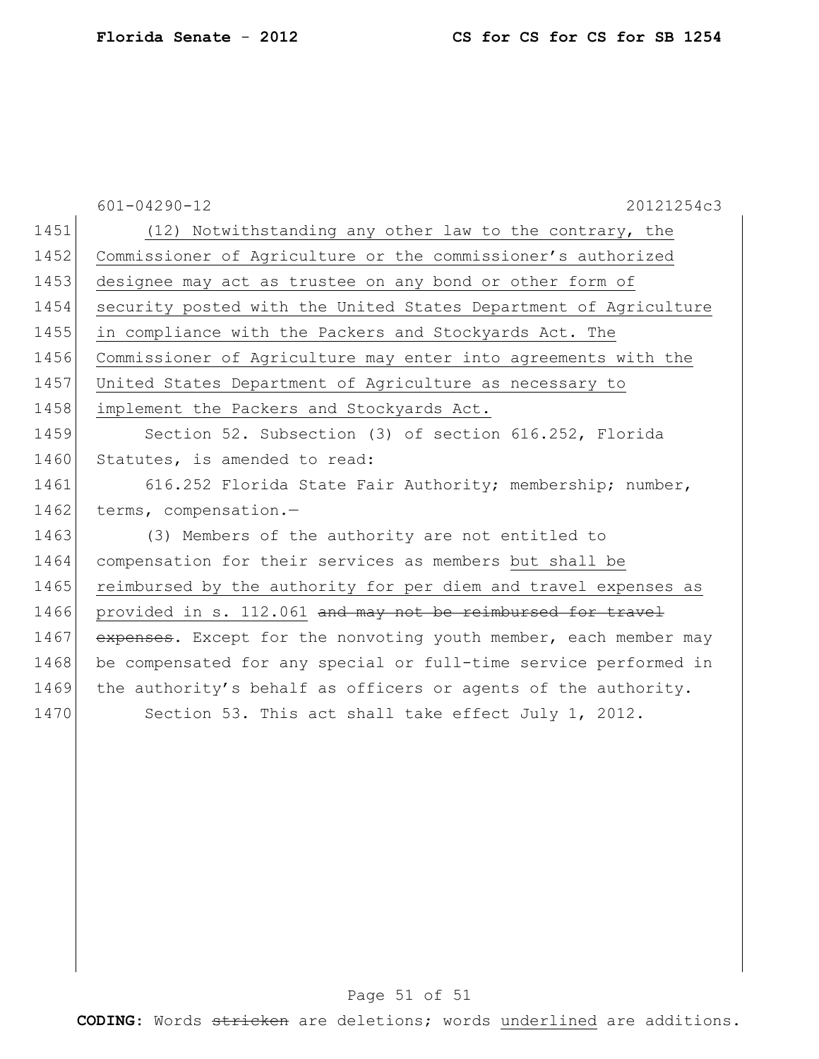(12) Notwithstanding any other law to the contrary, the Commissioner of Agriculture or the commissioner's authorized designee may act as trustee on any bond or other form of security posted with the United States Department of Agriculture in compliance with the Packers and Stockyards Act. The Commissioner of Agriculture may enter into agreements with the United States Department of Agriculture as necessary to implement the Packers and Stockyards Act.

Section 52. Subsection (3) of section 616.252, Florida Statutes, is amended to read:

616.252 Florida State Fair Authority; membership; number, terms, compensation.—

(3) Members of the authority are not entitled to compensation for their services as members but shall be reimbursed by the authority for per diem and travel expenses as provided in s. 112.061 ~~and may not be reimbursed for travel expenses~~. Except for the nonvoting youth member, each member may be compensated for any special or full-time service performed in the authority's behalf as officers or agents of the authority.

Section 53. This act shall take effect July 1, 2012.